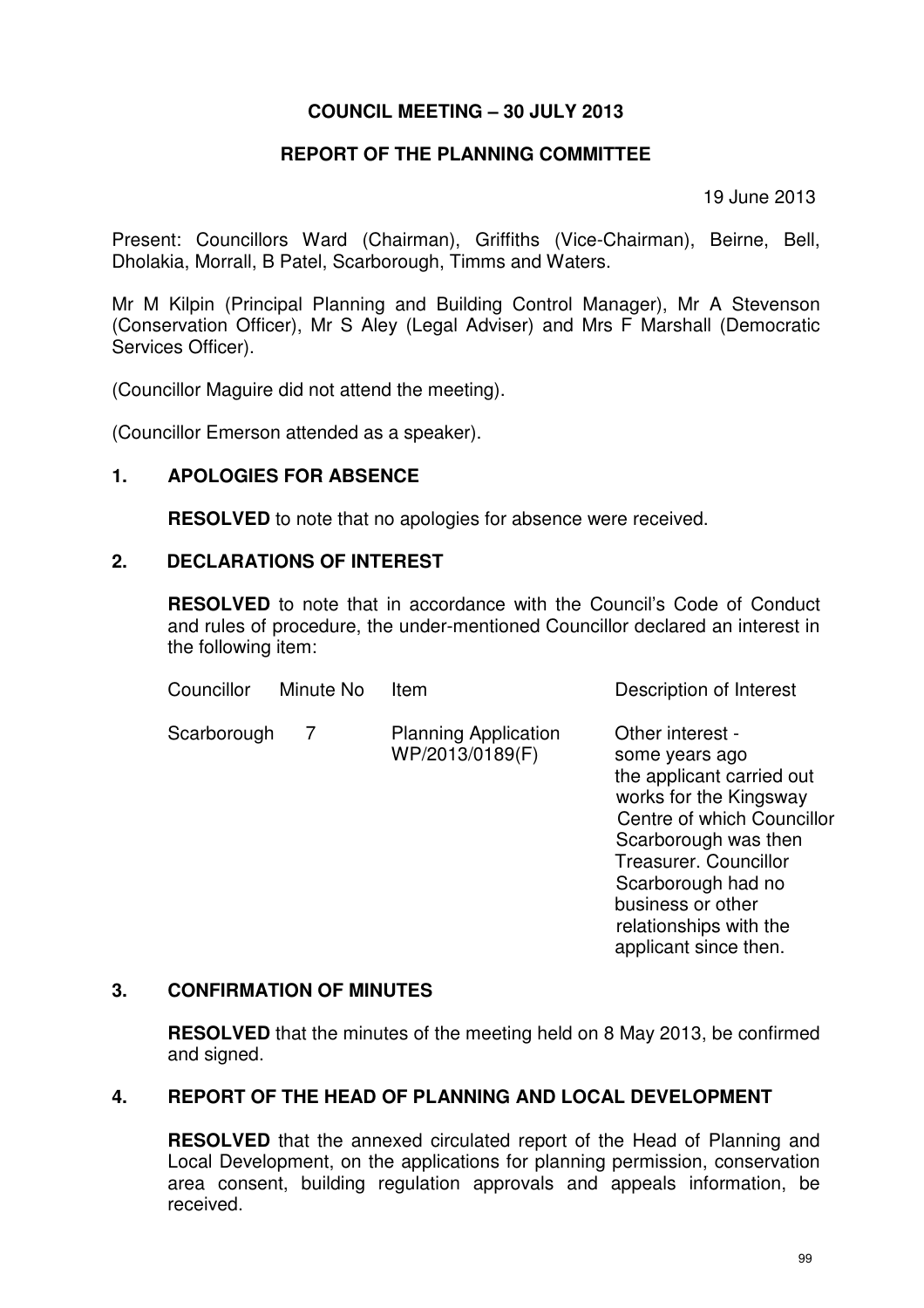# COUNCIL MEETING – 30 JULY 2013

## REPORT OF THE PLANNING COMMITTEE

19 June 2013

Present: Councillors Ward (Chairman), Griffiths (Vice-Chairman), Beirne, Bell, Dholakia, Morrall, B Patel, Scarborough, Timms and Waters.

Mr M Kilpin (Principal Planning and Building Control Manager), Mr A Stevenson (Conservation Officer), Mr S Aley (Legal Adviser) and Mrs F Marshall (Democratic Services Officer).

(Councillor Maguire did not attend the meeting).

(Councillor Emerson attended as a speaker).

### 1. APOLOGIES FOR ABSENCE

**RESOLVED** to note that no apologies for absence were received.

### 2. DECLARATIONS OF INTEREST

**RESOLVED** to note that in accordance with the Council's Code of Conduct and rules of procedure, the under-mentioned Councillor declared an interest in the following item:

| Councillor | Minute No | Item | Description of Interest |
|---|---|---|---|
| Scarborough | 7 | Planning Application WP/2013/0189(F) | Other interest - some years ago the applicant carried out works for the Kingsway Centre of which Councillor Scarborough was then Treasurer. Councillor Scarborough had no business or other relationships with the applicant since then. |

### 3. CONFIRMATION OF MINUTES

**RESOLVED** that the minutes of the meeting held on 8 May 2013, be confirmed and signed.

### 4. REPORT OF THE HEAD OF PLANNING AND LOCAL DEVELOPMENT

**RESOLVED** that the annexed circulated report of the Head of Planning and Local Development, on the applications for planning permission, conservation area consent, building regulation approvals and appeals information, be received.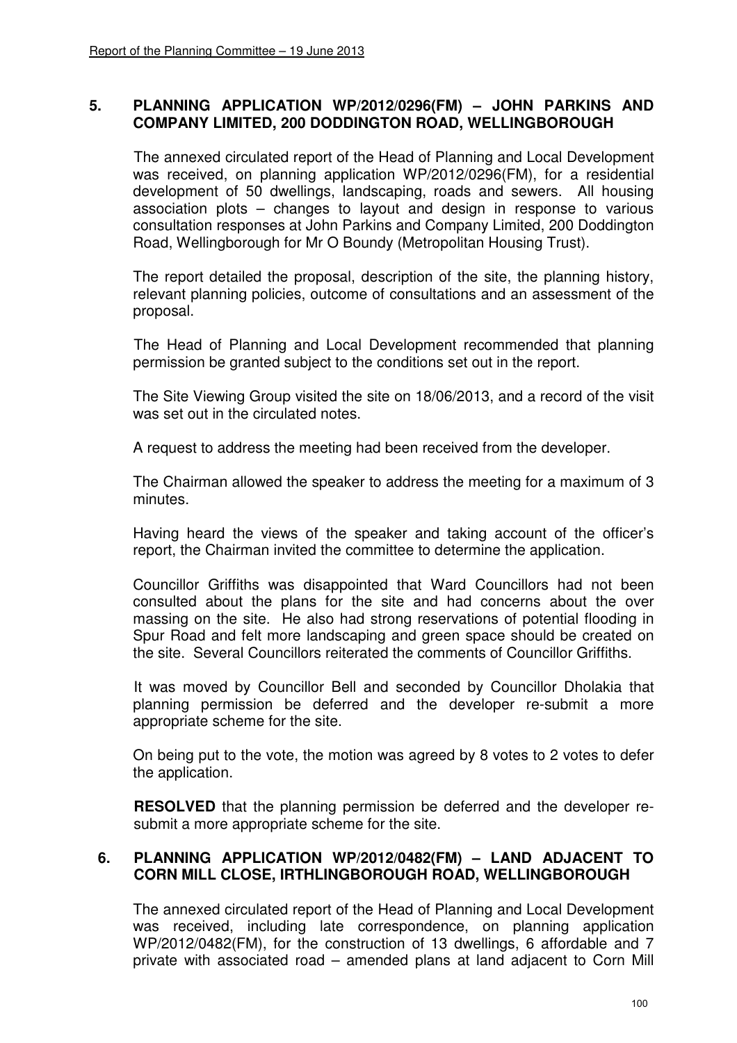## 5. PLANNING APPLICATION WP/2012/0296(FM) – JOHN PARKINS AND COMPANY LIMITED, 200 DODDINGTON ROAD, WELLINGBOROUGH

The annexed circulated report of the Head of Planning and Local Development was received, on planning application WP/2012/0296(FM), for a residential development of 50 dwellings, landscaping, roads and sewers. All housing association plots – changes to layout and design in response to various consultation responses at John Parkins and Company Limited, 200 Doddington Road, Wellingborough for Mr O Boundy (Metropolitan Housing Trust).

The report detailed the proposal, description of the site, the planning history, relevant planning policies, outcome of consultations and an assessment of the proposal.

The Head of Planning and Local Development recommended that planning permission be granted subject to the conditions set out in the report.

The Site Viewing Group visited the site on 18/06/2013, and a record of the visit was set out in the circulated notes.

A request to address the meeting had been received from the developer.

The Chairman allowed the speaker to address the meeting for a maximum of 3 minutes.

Having heard the views of the speaker and taking account of the officer's report, the Chairman invited the committee to determine the application.

Councillor Griffiths was disappointed that Ward Councillors had not been consulted about the plans for the site and had concerns about the over massing on the site. He also had strong reservations of potential flooding in Spur Road and felt more landscaping and green space should be created on the site. Several Councillors reiterated the comments of Councillor Griffiths.

It was moved by Councillor Bell and seconded by Councillor Dholakia that planning permission be deferred and the developer re-submit a more appropriate scheme for the site.

On being put to the vote, the motion was agreed by 8 votes to 2 votes to defer the application.

**RESOLVED** that the planning permission be deferred and the developer re-submit a more appropriate scheme for the site.

## 6. PLANNING APPLICATION WP/2012/0482(FM) – LAND ADJACENT TO CORN MILL CLOSE, IRTHLINGBOROUGH ROAD, WELLINGBOROUGH

The annexed circulated report of the Head of Planning and Local Development was received, including late correspondence, on planning application WP/2012/0482(FM), for the construction of 13 dwellings, 6 affordable and 7 private with associated road – amended plans at land adjacent to Corn Mill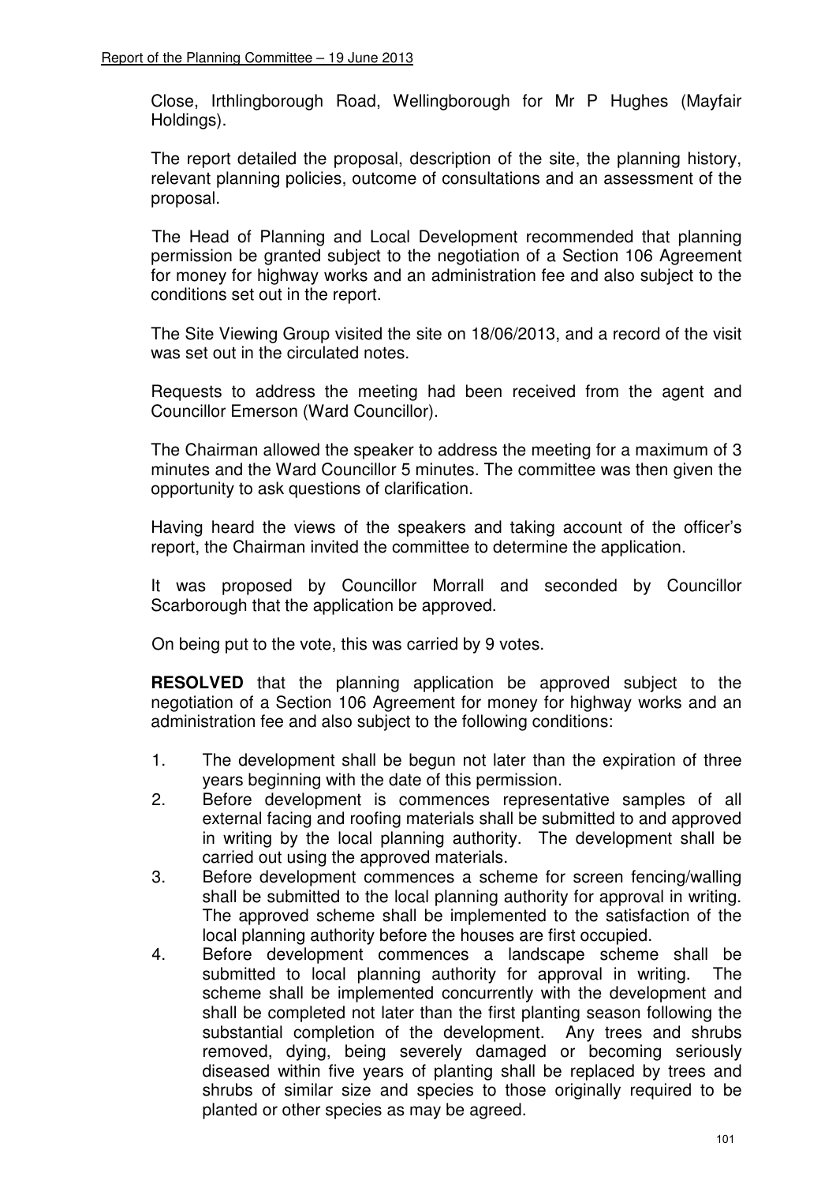Close, Irthlingborough Road, Wellingborough for Mr P Hughes (Mayfair Holdings).

The report detailed the proposal, description of the site, the planning history, relevant planning policies, outcome of consultations and an assessment of the proposal.

The Head of Planning and Local Development recommended that planning permission be granted subject to the negotiation of a Section 106 Agreement for money for highway works and an administration fee and also subject to the conditions set out in the report.

The Site Viewing Group visited the site on 18/06/2013, and a record of the visit was set out in the circulated notes.

Requests to address the meeting had been received from the agent and Councillor Emerson (Ward Councillor).

The Chairman allowed the speaker to address the meeting for a maximum of 3 minutes and the Ward Councillor 5 minutes. The committee was then given the opportunity to ask questions of clarification.

Having heard the views of the speakers and taking account of the officer's report, the Chairman invited the committee to determine the application.

It was proposed by Councillor Morrall and seconded by Councillor Scarborough that the application be approved.

On being put to the vote, this was carried by 9 votes.

**RESOLVED** that the planning application be approved subject to the negotiation of a Section 106 Agreement for money for highway works and an administration fee and also subject to the following conditions:

1. The development shall be begun not later than the expiration of three years beginning with the date of this permission.
2. Before development is commences representative samples of all external facing and roofing materials shall be submitted to and approved in writing by the local planning authority. The development shall be carried out using the approved materials.
3. Before development commences a scheme for screen fencing/walling shall be submitted to the local planning authority for approval in writing. The approved scheme shall be implemented to the satisfaction of the local planning authority before the houses are first occupied.
4. Before development commences a landscape scheme shall be submitted to local planning authority for approval in writing. The scheme shall be implemented concurrently with the development and shall be completed not later than the first planting season following the substantial completion of the development. Any trees and shrubs removed, dying, being severely damaged or becoming seriously diseased within five years of planting shall be replaced by trees and shrubs of similar size and species to those originally required to be planted or other species as may be agreed.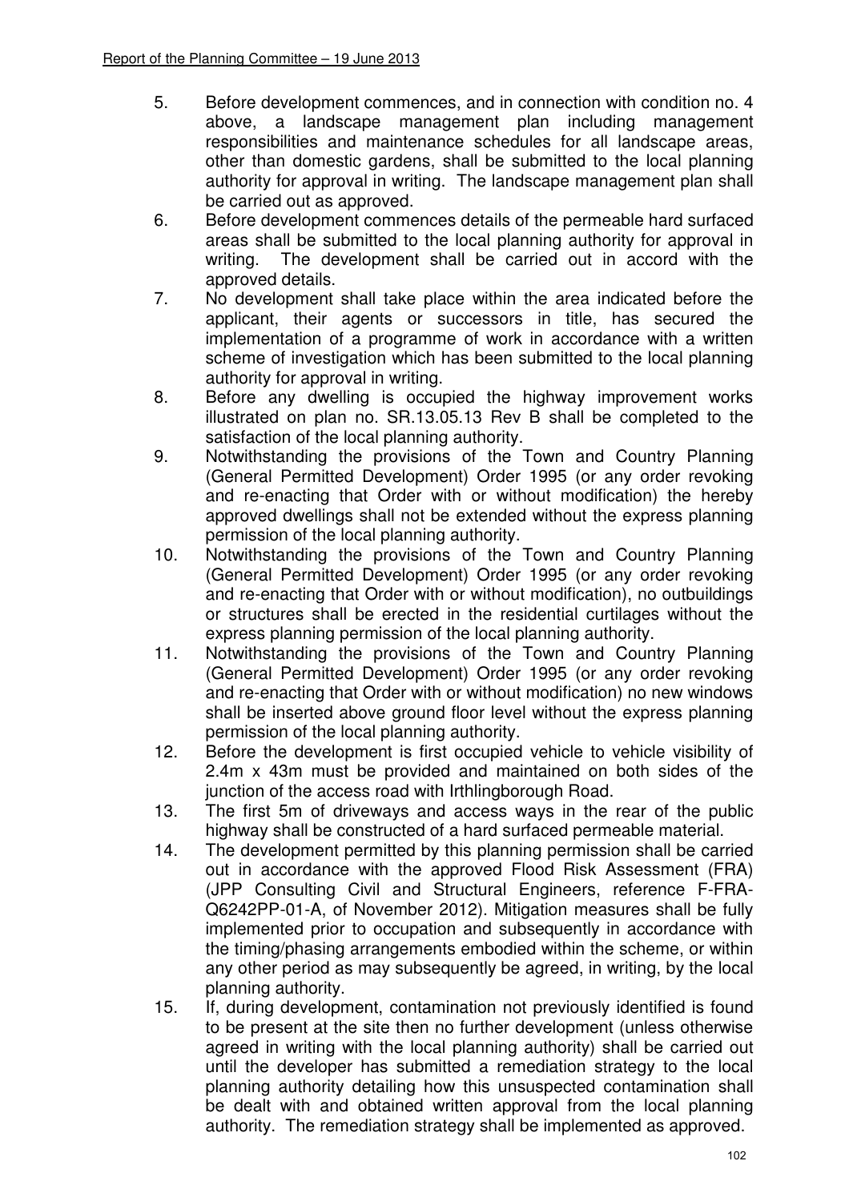5. Before development commences, and in connection with condition no. 4 above, a landscape management plan including management responsibilities and maintenance schedules for all landscape areas, other than domestic gardens, shall be submitted to the local planning authority for approval in writing. The landscape management plan shall be carried out as approved.
6. Before development commences details of the permeable hard surfaced areas shall be submitted to the local planning authority for approval in writing. The development shall be carried out in accord with the approved details.
7. No development shall take place within the area indicated before the applicant, their agents or successors in title, has secured the implementation of a programme of work in accordance with a written scheme of investigation which has been submitted to the local planning authority for approval in writing.
8. Before any dwelling is occupied the highway improvement works illustrated on plan no. SR.13.05.13 Rev B shall be completed to the satisfaction of the local planning authority.
9. Notwithstanding the provisions of the Town and Country Planning (General Permitted Development) Order 1995 (or any order revoking and re-enacting that Order with or without modification) the hereby approved dwellings shall not be extended without the express planning permission of the local planning authority.
10. Notwithstanding the provisions of the Town and Country Planning (General Permitted Development) Order 1995 (or any order revoking and re-enacting that Order with or without modification), no outbuildings or structures shall be erected in the residential curtilages without the express planning permission of the local planning authority.
11. Notwithstanding the provisions of the Town and Country Planning (General Permitted Development) Order 1995 (or any order revoking and re-enacting that Order with or without modification) no new windows shall be inserted above ground floor level without the express planning permission of the local planning authority.
12. Before the development is first occupied vehicle to vehicle visibility of 2.4m x 43m must be provided and maintained on both sides of the junction of the access road with Irthlingborough Road.
13. The first 5m of driveways and access ways in the rear of the public highway shall be constructed of a hard surfaced permeable material.
14. The development permitted by this planning permission shall be carried out in accordance with the approved Flood Risk Assessment (FRA) (JPP Consulting Civil and Structural Engineers, reference F-FRA-Q6242PP-01-A, of November 2012). Mitigation measures shall be fully implemented prior to occupation and subsequently in accordance with the timing/phasing arrangements embodied within the scheme, or within any other period as may subsequently be agreed, in writing, by the local planning authority.
15. If, during development, contamination not previously identified is found to be present at the site then no further development (unless otherwise agreed in writing with the local planning authority) shall be carried out until the developer has submitted a remediation strategy to the local planning authority detailing how this unsuspected contamination shall be dealt with and obtained written approval from the local planning authority. The remediation strategy shall be implemented as approved.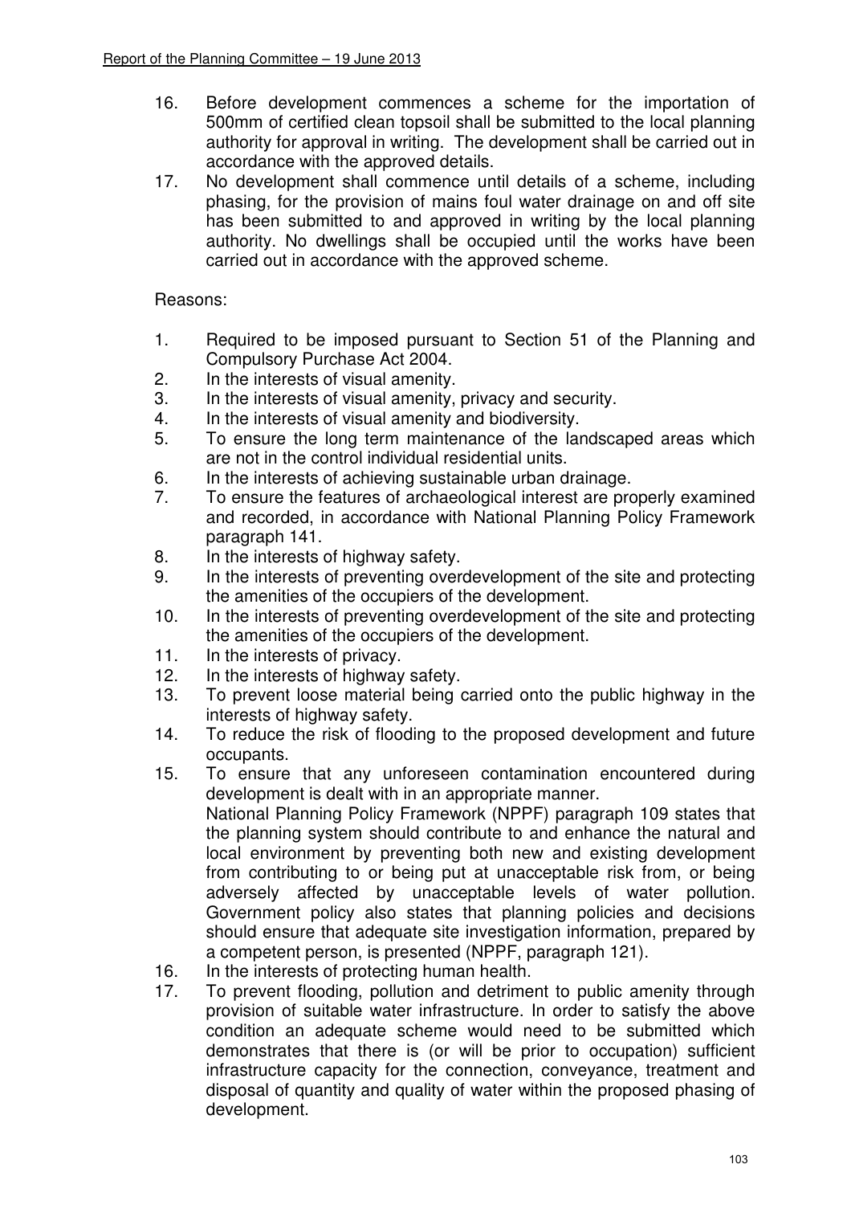16. Before development commences a scheme for the importation of 500mm of certified clean topsoil shall be submitted to the local planning authority for approval in writing. The development shall be carried out in accordance with the approved details.
17. No development shall commence until details of a scheme, including phasing, for the provision of mains foul water drainage on and off site has been submitted to and approved in writing by the local planning authority. No dwellings shall be occupied until the works have been carried out in accordance with the approved scheme.

Reasons:

1. Required to be imposed pursuant to Section 51 of the Planning and Compulsory Purchase Act 2004.
2. In the interests of visual amenity.
3. In the interests of visual amenity, privacy and security.
4. In the interests of visual amenity and biodiversity.
5. To ensure the long term maintenance of the landscaped areas which are not in the control individual residential units.
6. In the interests of achieving sustainable urban drainage.
7. To ensure the features of archaeological interest are properly examined and recorded, in accordance with National Planning Policy Framework paragraph 141.
8. In the interests of highway safety.
9. In the interests of preventing overdevelopment of the site and protecting the amenities of the occupiers of the development.
10. In the interests of preventing overdevelopment of the site and protecting the amenities of the occupiers of the development.
11. In the interests of privacy.
12. In the interests of highway safety.
13. To prevent loose material being carried onto the public highway in the interests of highway safety.
14. To reduce the risk of flooding to the proposed development and future occupants.
15. To ensure that any unforeseen contamination encountered during development is dealt with in an appropriate manner.
    National Planning Policy Framework (NPPF) paragraph 109 states that the planning system should contribute to and enhance the natural and local environment by preventing both new and existing development from contributing to or being put at unacceptable risk from, or being adversely affected by unacceptable levels of water pollution. Government policy also states that planning policies and decisions should ensure that adequate site investigation information, prepared by a competent person, is presented (NPPF, paragraph 121).
16. In the interests of protecting human health.
17. To prevent flooding, pollution and detriment to public amenity through provision of suitable water infrastructure. In order to satisfy the above condition an adequate scheme would need to be submitted which demonstrates that there is (or will be prior to occupation) sufficient infrastructure capacity for the connection, conveyance, treatment and disposal of quantity and quality of water within the proposed phasing of development.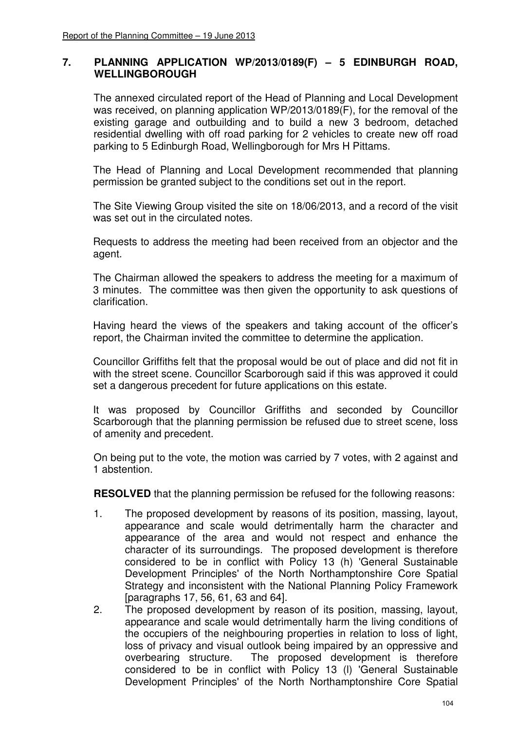## 7. PLANNING APPLICATION WP/2013/0189(F) – 5 EDINBURGH ROAD, WELLINGBOROUGH

The annexed circulated report of the Head of Planning and Local Development was received, on planning application WP/2013/0189(F), for the removal of the existing garage and outbuilding and to build a new 3 bedroom, detached residential dwelling with off road parking for 2 vehicles to create new off road parking to 5 Edinburgh Road, Wellingborough for Mrs H Pittams.

The Head of Planning and Local Development recommended that planning permission be granted subject to the conditions set out in the report.

The Site Viewing Group visited the site on 18/06/2013, and a record of the visit was set out in the circulated notes.

Requests to address the meeting had been received from an objector and the agent.

The Chairman allowed the speakers to address the meeting for a maximum of 3 minutes. The committee was then given the opportunity to ask questions of clarification.

Having heard the views of the speakers and taking account of the officer's report, the Chairman invited the committee to determine the application.

Councillor Griffiths felt that the proposal would be out of place and did not fit in with the street scene. Councillor Scarborough said if this was approved it could set a dangerous precedent for future applications on this estate.

It was proposed by Councillor Griffiths and seconded by Councillor Scarborough that the planning permission be refused due to street scene, loss of amenity and precedent.

On being put to the vote, the motion was carried by 7 votes, with 2 against and 1 abstention.

**RESOLVED** that the planning permission be refused for the following reasons:

1. The proposed development by reasons of its position, massing, layout, appearance and scale would detrimentally harm the character and appearance of the area and would not respect and enhance the character of its surroundings. The proposed development is therefore considered to be in conflict with Policy 13 (h) 'General Sustainable Development Principles' of the North Northamptonshire Core Spatial Strategy and inconsistent with the National Planning Policy Framework [paragraphs 17, 56, 61, 63 and 64].
2. The proposed development by reason of its position, massing, layout, appearance and scale would detrimentally harm the living conditions of the occupiers of the neighbouring properties in relation to loss of light, loss of privacy and visual outlook being impaired by an oppressive and overbearing structure. The proposed development is therefore considered to be in conflict with Policy 13 (l) 'General Sustainable Development Principles' of the North Northamptonshire Core Spatial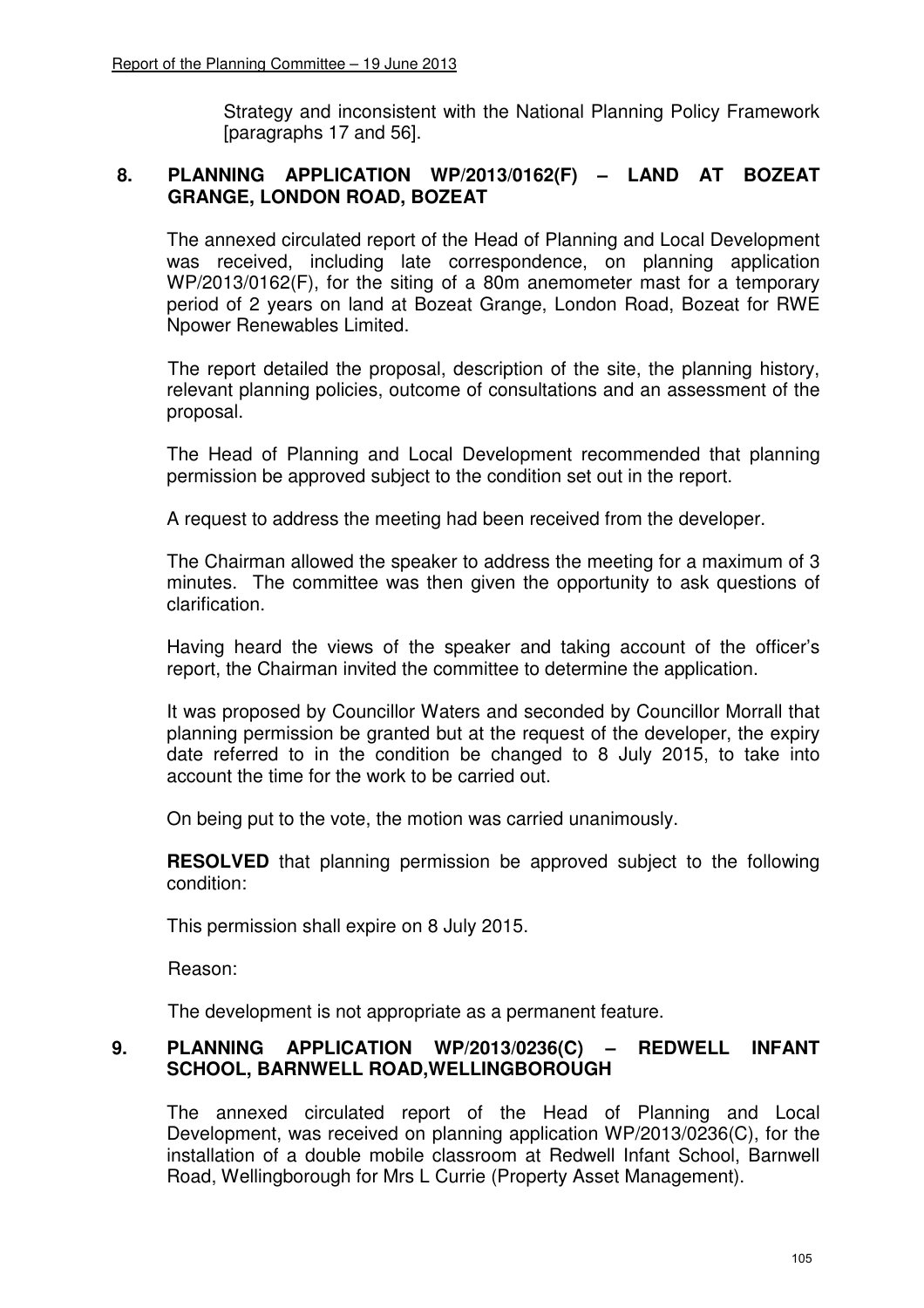Strategy and inconsistent with the National Planning Policy Framework [paragraphs 17 and 56].

## 8. PLANNING APPLICATION WP/2013/0162(F) – LAND AT BOZEAT GRANGE, LONDON ROAD, BOZEAT

The annexed circulated report of the Head of Planning and Local Development was received, including late correspondence, on planning application WP/2013/0162(F), for the siting of a 80m anemometer mast for a temporary period of 2 years on land at Bozeat Grange, London Road, Bozeat for RWE Npower Renewables Limited.

The report detailed the proposal, description of the site, the planning history, relevant planning policies, outcome of consultations and an assessment of the proposal.

The Head of Planning and Local Development recommended that planning permission be approved subject to the condition set out in the report.

A request to address the meeting had been received from the developer.

The Chairman allowed the speaker to address the meeting for a maximum of 3 minutes. The committee was then given the opportunity to ask questions of clarification.

Having heard the views of the speaker and taking account of the officer's report, the Chairman invited the committee to determine the application.

It was proposed by Councillor Waters and seconded by Councillor Morrall that planning permission be granted but at the request of the developer, the expiry date referred to in the condition be changed to 8 July 2015, to take into account the time for the work to be carried out.

On being put to the vote, the motion was carried unanimously.

**RESOLVED** that planning permission be approved subject to the following condition:

This permission shall expire on 8 July 2015.

Reason:

The development is not appropriate as a permanent feature.

## 9. PLANNING APPLICATION WP/2013/0236(C) – REDWELL INFANT SCHOOL, BARNWELL ROAD,WELLINGBOROUGH

The annexed circulated report of the Head of Planning and Local Development, was received on planning application WP/2013/0236(C), for the installation of a double mobile classroom at Redwell Infant School, Barnwell Road, Wellingborough for Mrs L Currie (Property Asset Management).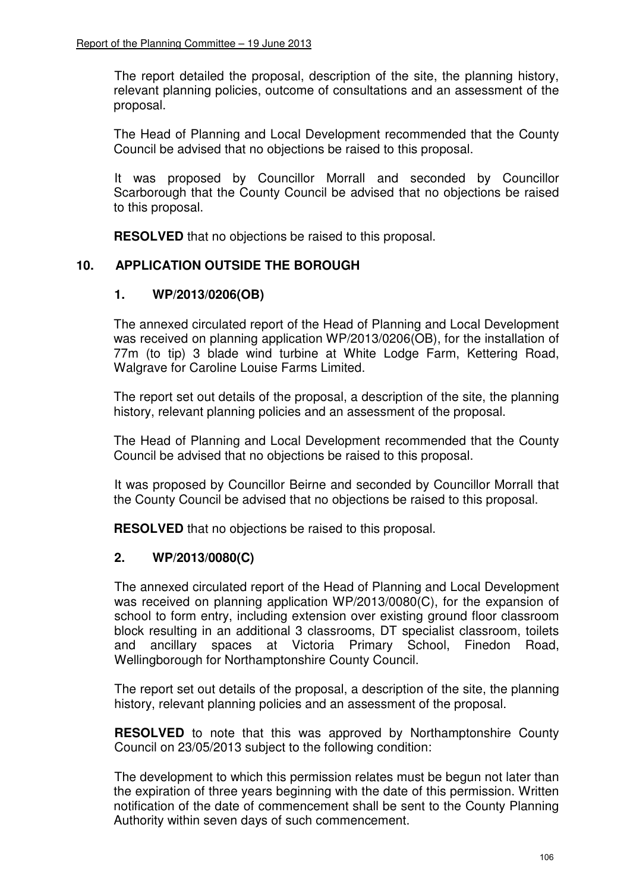The report detailed the proposal, description of the site, the planning history, relevant planning policies, outcome of consultations and an assessment of the proposal.

The Head of Planning and Local Development recommended that the County Council be advised that no objections be raised to this proposal.

It was proposed by Councillor Morrall and seconded by Councillor Scarborough that the County Council be advised that no objections be raised to this proposal.

**RESOLVED** that no objections be raised to this proposal.

## 10. APPLICATION OUTSIDE THE BOROUGH

### 1. WP/2013/0206(OB)

The annexed circulated report of the Head of Planning and Local Development was received on planning application WP/2013/0206(OB), for the installation of 77m (to tip) 3 blade wind turbine at White Lodge Farm, Kettering Road, Walgrave for Caroline Louise Farms Limited.

The report set out details of the proposal, a description of the site, the planning history, relevant planning policies and an assessment of the proposal.

The Head of Planning and Local Development recommended that the County Council be advised that no objections be raised to this proposal.

It was proposed by Councillor Beirne and seconded by Councillor Morrall that the County Council be advised that no objections be raised to this proposal.

**RESOLVED** that no objections be raised to this proposal.

### 2. WP/2013/0080(C)

The annexed circulated report of the Head of Planning and Local Development was received on planning application WP/2013/0080(C), for the expansion of school to form entry, including extension over existing ground floor classroom block resulting in an additional 3 classrooms, DT specialist classroom, toilets and ancillary spaces at Victoria Primary School, Finedon Road, Wellingborough for Northamptonshire County Council.

The report set out details of the proposal, a description of the site, the planning history, relevant planning policies and an assessment of the proposal.

**RESOLVED** to note that this was approved by Northamptonshire County Council on 23/05/2013 subject to the following condition:

The development to which this permission relates must be begun not later than the expiration of three years beginning with the date of this permission. Written notification of the date of commencement shall be sent to the County Planning Authority within seven days of such commencement.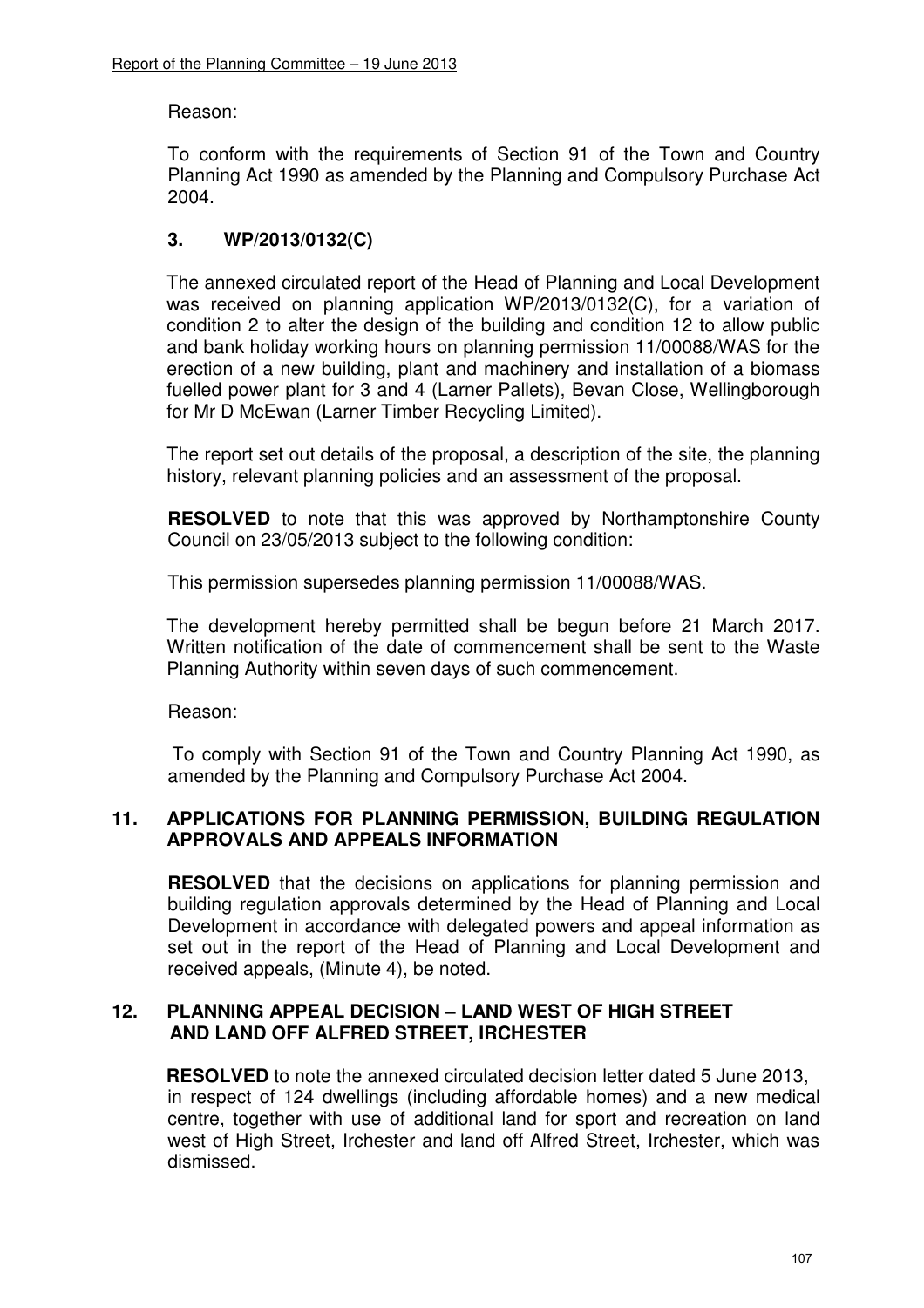Reason:

To conform with the requirements of Section 91 of the Town and Country Planning Act 1990 as amended by the Planning and Compulsory Purchase Act 2004.

### 3. WP/2013/0132(C)

The annexed circulated report of the Head of Planning and Local Development was received on planning application WP/2013/0132(C), for a variation of condition 2 to alter the design of the building and condition 12 to allow public and bank holiday working hours on planning permission 11/00088/WAS for the erection of a new building, plant and machinery and installation of a biomass fuelled power plant for 3 and 4 (Larner Pallets), Bevan Close, Wellingborough for Mr D McEwan (Larner Timber Recycling Limited).

The report set out details of the proposal, a description of the site, the planning history, relevant planning policies and an assessment of the proposal.

**RESOLVED** to note that this was approved by Northamptonshire County Council on 23/05/2013 subject to the following condition:

This permission supersedes planning permission 11/00088/WAS.

The development hereby permitted shall be begun before 21 March 2017. Written notification of the date of commencement shall be sent to the Waste Planning Authority within seven days of such commencement.

Reason:

To comply with Section 91 of the Town and Country Planning Act 1990, as amended by the Planning and Compulsory Purchase Act 2004.

## 11. APPLICATIONS FOR PLANNING PERMISSION, BUILDING REGULATION APPROVALS AND APPEALS INFORMATION

**RESOLVED** that the decisions on applications for planning permission and building regulation approvals determined by the Head of Planning and Local Development in accordance with delegated powers and appeal information as set out in the report of the Head of Planning and Local Development and received appeals, (Minute 4), be noted.

## 12. PLANNING APPEAL DECISION – LAND WEST OF HIGH STREET AND LAND OFF ALFRED STREET, IRCHESTER

**RESOLVED** to note the annexed circulated decision letter dated 5 June 2013, in respect of 124 dwellings (including affordable homes) and a new medical centre, together with use of additional land for sport and recreation on land west of High Street, Irchester and land off Alfred Street, Irchester, which was dismissed.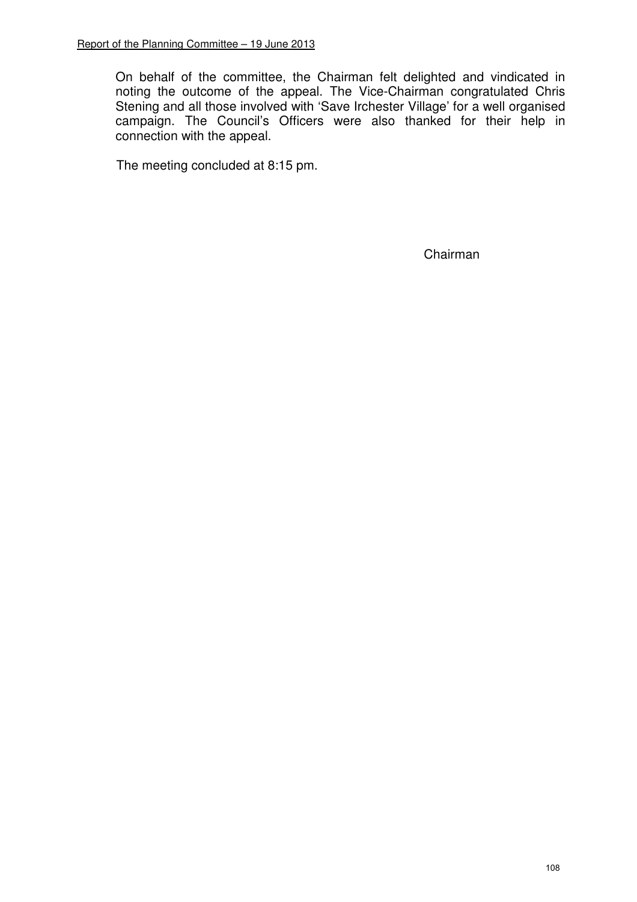On behalf of the committee, the Chairman felt delighted and vindicated in noting the outcome of the appeal. The Vice-Chairman congratulated Chris Stening and all those involved with 'Save Irchester Village' for a well organised campaign. The Council's Officers were also thanked for their help in connection with the appeal.

The meeting concluded at 8:15 pm.

Chairman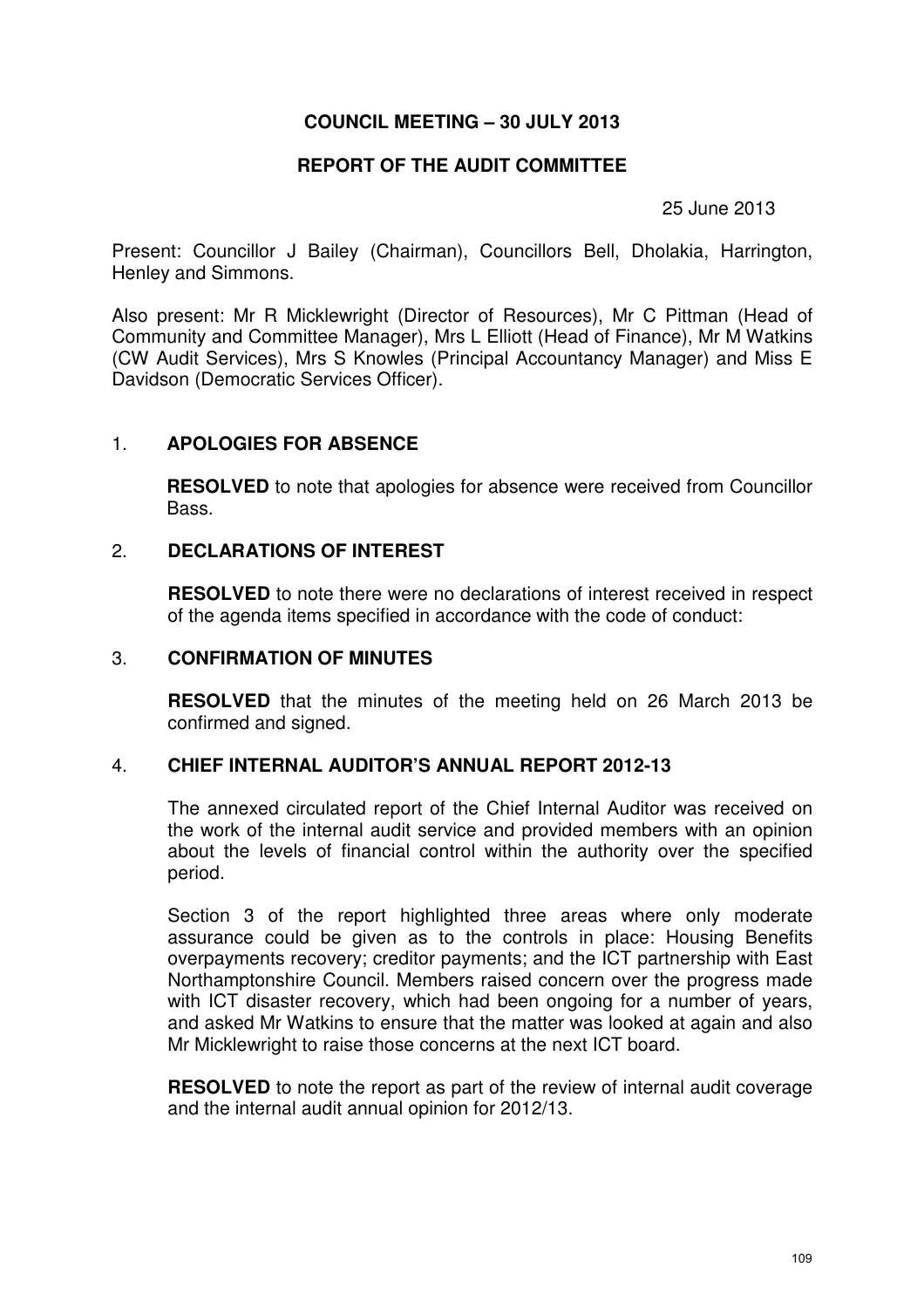**COUNCIL MEETING – 30 JULY 2013**

**REPORT OF THE AUDIT COMMITTEE**

25 June 2013

Present: Councillor J Bailey (Chairman), Councillors Bell, Dholakia, Harrington, Henley and Simmons.

Also present: Mr R Micklewright (Director of Resources), Mr C Pittman (Head of Community and Committee Manager), Mrs L Elliott (Head of Finance), Mr M Watkins (CW Audit Services), Mrs S Knowles (Principal Accountancy Manager) and Miss E Davidson (Democratic Services Officer).

1. **APOLOGIES FOR ABSENCE**

   **RESOLVED** to note that apologies for absence were received from Councillor Bass.

2. **DECLARATIONS OF INTEREST**

   **RESOLVED** to note there were no declarations of interest received in respect of the agenda items specified in accordance with the code of conduct:

3. **CONFIRMATION OF MINUTES**

   **RESOLVED** that the minutes of the meeting held on 26 March 2013 be confirmed and signed.

4. **CHIEF INTERNAL AUDITOR'S ANNUAL REPORT 2012-13**

   The annexed circulated report of the Chief Internal Auditor was received on the work of the internal audit service and provided members with an opinion about the levels of financial control within the authority over the specified period.

   Section 3 of the report highlighted three areas where only moderate assurance could be given as to the controls in place: Housing Benefits overpayments recovery; creditor payments; and the ICT partnership with East Northamptonshire Council. Members raised concern over the progress made with ICT disaster recovery, which had been ongoing for a number of years, and asked Mr Watkins to ensure that the matter was looked at again and also Mr Micklewright to raise those concerns at the next ICT board.

   **RESOLVED** to note the report as part of the review of internal audit coverage and the internal audit annual opinion for 2012/13.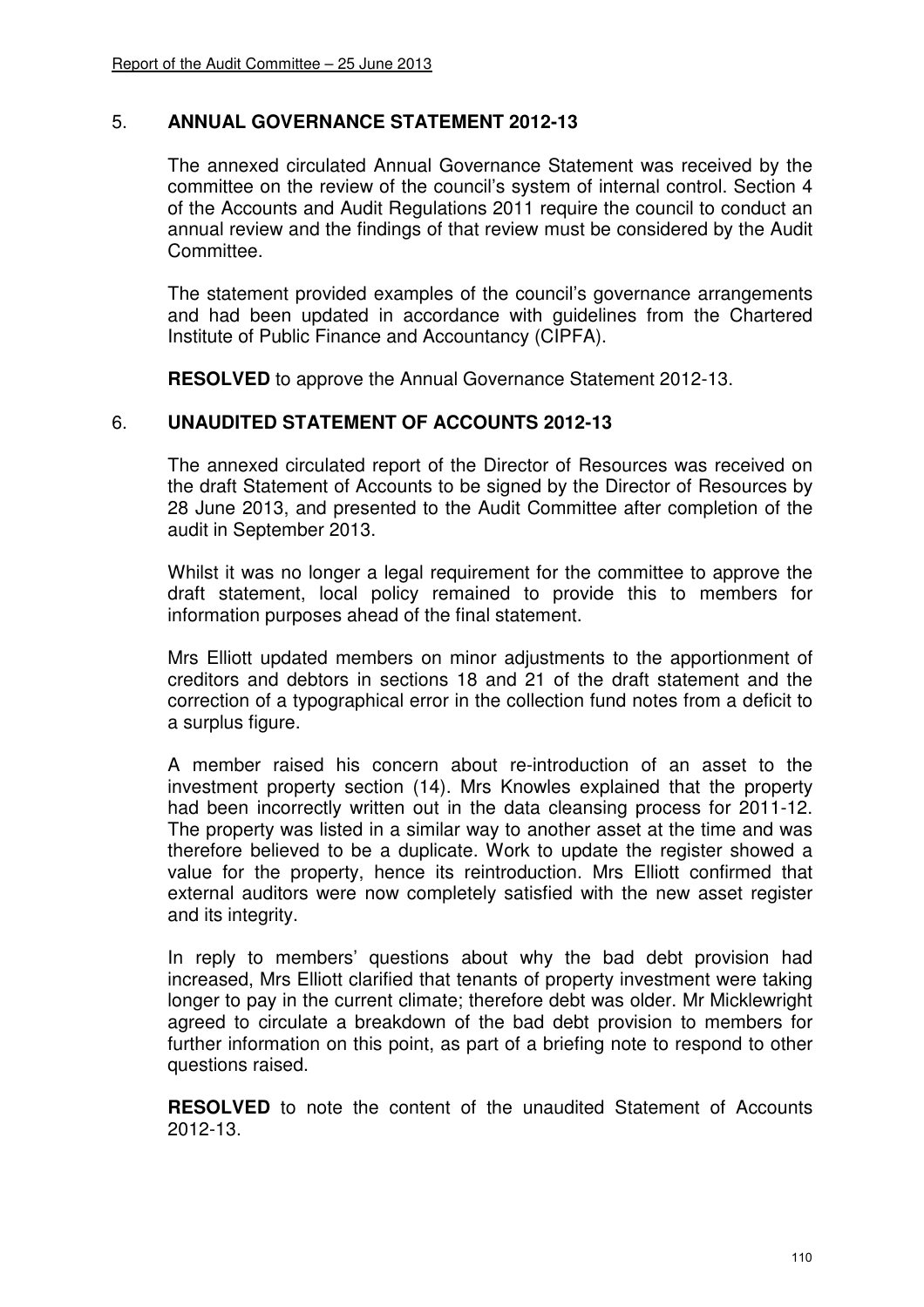## 5. ANNUAL GOVERNANCE STATEMENT 2012-13

The annexed circulated Annual Governance Statement was received by the committee on the review of the council's system of internal control. Section 4 of the Accounts and Audit Regulations 2011 require the council to conduct an annual review and the findings of that review must be considered by the Audit Committee.

The statement provided examples of the council's governance arrangements and had been updated in accordance with guidelines from the Chartered Institute of Public Finance and Accountancy (CIPFA).

**RESOLVED** to approve the Annual Governance Statement 2012-13.

## 6. UNAUDITED STATEMENT OF ACCOUNTS 2012-13

The annexed circulated report of the Director of Resources was received on the draft Statement of Accounts to be signed by the Director of Resources by 28 June 2013, and presented to the Audit Committee after completion of the audit in September 2013.

Whilst it was no longer a legal requirement for the committee to approve the draft statement, local policy remained to provide this to members for information purposes ahead of the final statement.

Mrs Elliott updated members on minor adjustments to the apportionment of creditors and debtors in sections 18 and 21 of the draft statement and the correction of a typographical error in the collection fund notes from a deficit to a surplus figure.

A member raised his concern about re-introduction of an asset to the investment property section (14). Mrs Knowles explained that the property had been incorrectly written out in the data cleansing process for 2011-12. The property was listed in a similar way to another asset at the time and was therefore believed to be a duplicate. Work to update the register showed a value for the property, hence its reintroduction. Mrs Elliott confirmed that external auditors were now completely satisfied with the new asset register and its integrity.

In reply to members' questions about why the bad debt provision had increased, Mrs Elliott clarified that tenants of property investment were taking longer to pay in the current climate; therefore debt was older. Mr Micklewright agreed to circulate a breakdown of the bad debt provision to members for further information on this point, as part of a briefing note to respond to other questions raised.

**RESOLVED** to note the content of the unaudited Statement of Accounts 2012-13.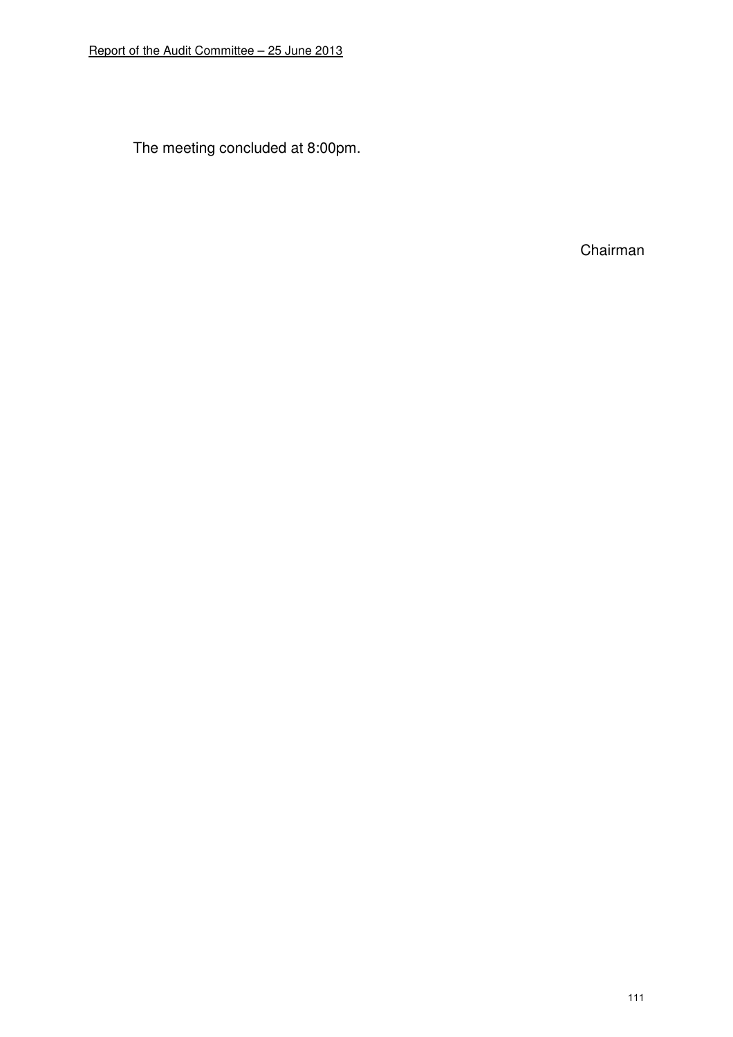The meeting concluded at 8:00pm.

Chairman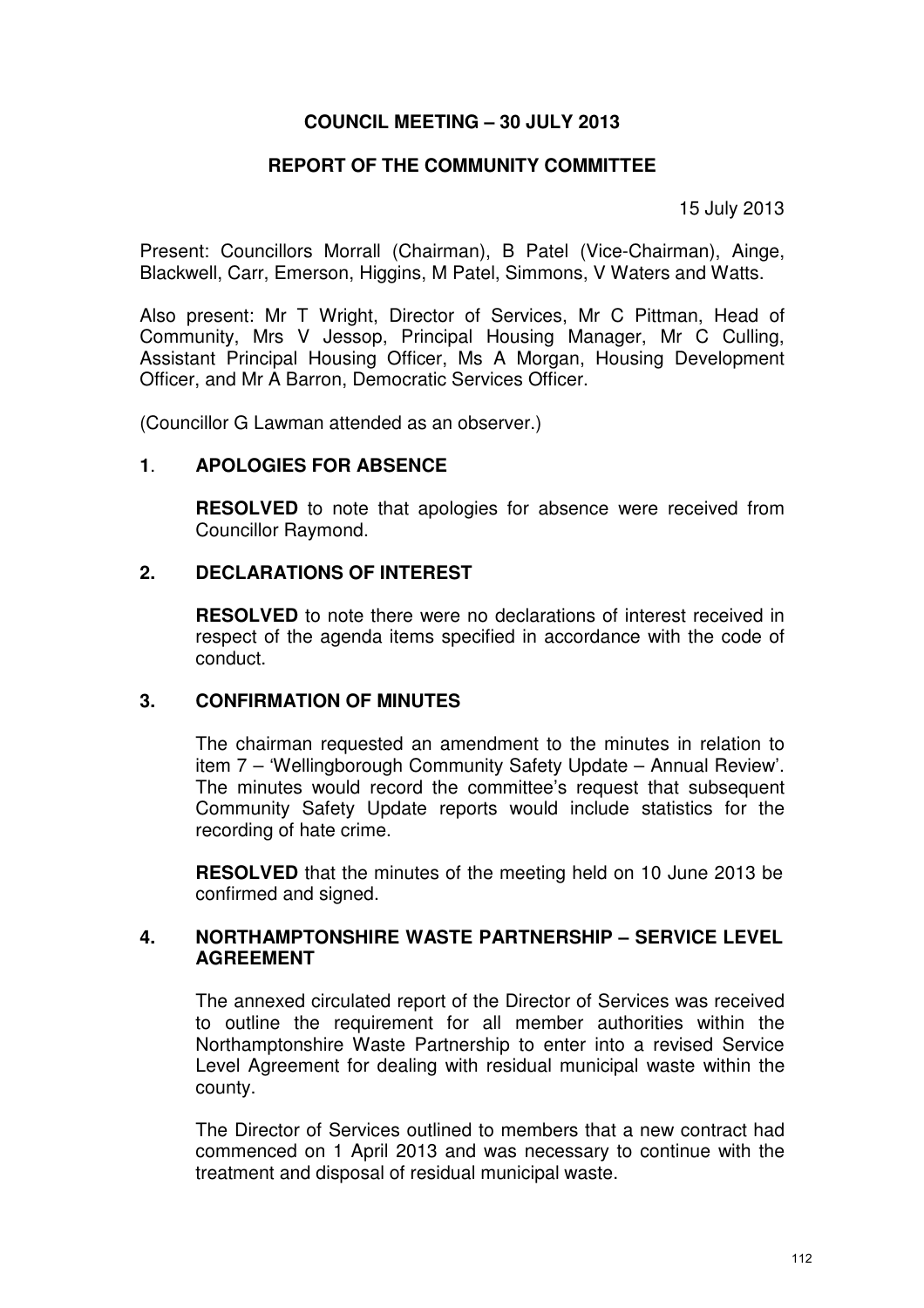# COUNCIL MEETING – 30 JULY 2013

## REPORT OF THE COMMUNITY COMMITTEE

15 July 2013

Present: Councillors Morrall (Chairman), B Patel (Vice-Chairman), Ainge, Blackwell, Carr, Emerson, Higgins, M Patel, Simmons, V Waters and Watts.

Also present: Mr T Wright, Director of Services, Mr C Pittman, Head of Community, Mrs V Jessop, Principal Housing Manager, Mr C Culling, Assistant Principal Housing Officer, Ms A Morgan, Housing Development Officer, and Mr A Barron, Democratic Services Officer.

(Councillor G Lawman attended as an observer.)

### 1. APOLOGIES FOR ABSENCE

**RESOLVED** to note that apologies for absence were received from Councillor Raymond.

### 2. DECLARATIONS OF INTEREST

**RESOLVED** to note there were no declarations of interest received in respect of the agenda items specified in accordance with the code of conduct.

### 3. CONFIRMATION OF MINUTES

The chairman requested an amendment to the minutes in relation to item 7 – 'Wellingborough Community Safety Update – Annual Review'. The minutes would record the committee's request that subsequent Community Safety Update reports would include statistics for the recording of hate crime.

**RESOLVED** that the minutes of the meeting held on 10 June 2013 be confirmed and signed.

### 4. NORTHAMPTONSHIRE WASTE PARTNERSHIP – SERVICE LEVEL AGREEMENT

The annexed circulated report of the Director of Services was received to outline the requirement for all member authorities within the Northamptonshire Waste Partnership to enter into a revised Service Level Agreement for dealing with residual municipal waste within the county.

The Director of Services outlined to members that a new contract had commenced on 1 April 2013 and was necessary to continue with the treatment and disposal of residual municipal waste.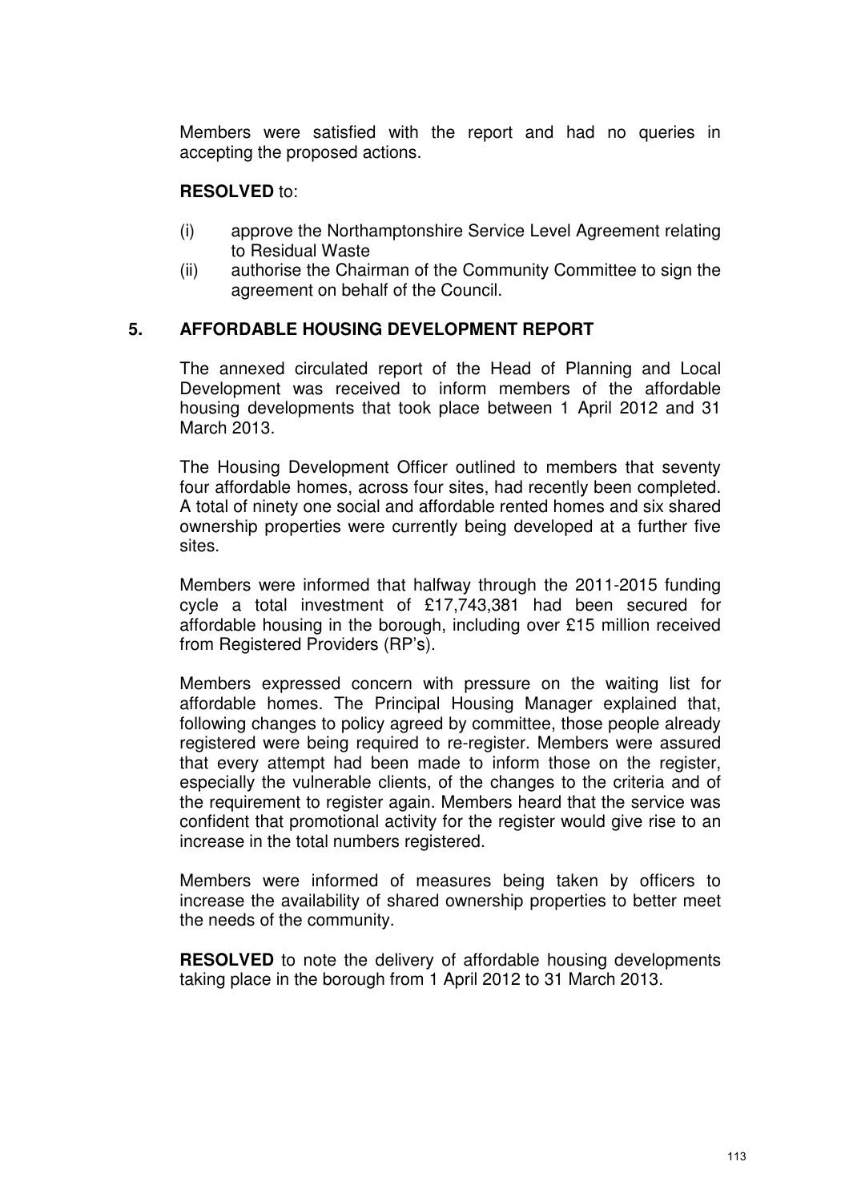Members were satisfied with the report and had no queries in accepting the proposed actions.

**RESOLVED** to:

(i) approve the Northamptonshire Service Level Agreement relating to Residual Waste

(ii) authorise the Chairman of the Community Committee to sign the agreement on behalf of the Council.

## 5. AFFORDABLE HOUSING DEVELOPMENT REPORT

The annexed circulated report of the Head of Planning and Local Development was received to inform members of the affordable housing developments that took place between 1 April 2012 and 31 March 2013.

The Housing Development Officer outlined to members that seventy four affordable homes, across four sites, had recently been completed. A total of ninety one social and affordable rented homes and six shared ownership properties were currently being developed at a further five sites.

Members were informed that halfway through the 2011-2015 funding cycle a total investment of £17,743,381 had been secured for affordable housing in the borough, including over £15 million received from Registered Providers (RP's).

Members expressed concern with pressure on the waiting list for affordable homes. The Principal Housing Manager explained that, following changes to policy agreed by committee, those people already registered were being required to re-register. Members were assured that every attempt had been made to inform those on the register, especially the vulnerable clients, of the changes to the criteria and of the requirement to register again. Members heard that the service was confident that promotional activity for the register would give rise to an increase in the total numbers registered.

Members were informed of measures being taken by officers to increase the availability of shared ownership properties to better meet the needs of the community.

**RESOLVED** to note the delivery of affordable housing developments taking place in the borough from 1 April 2012 to 31 March 2013.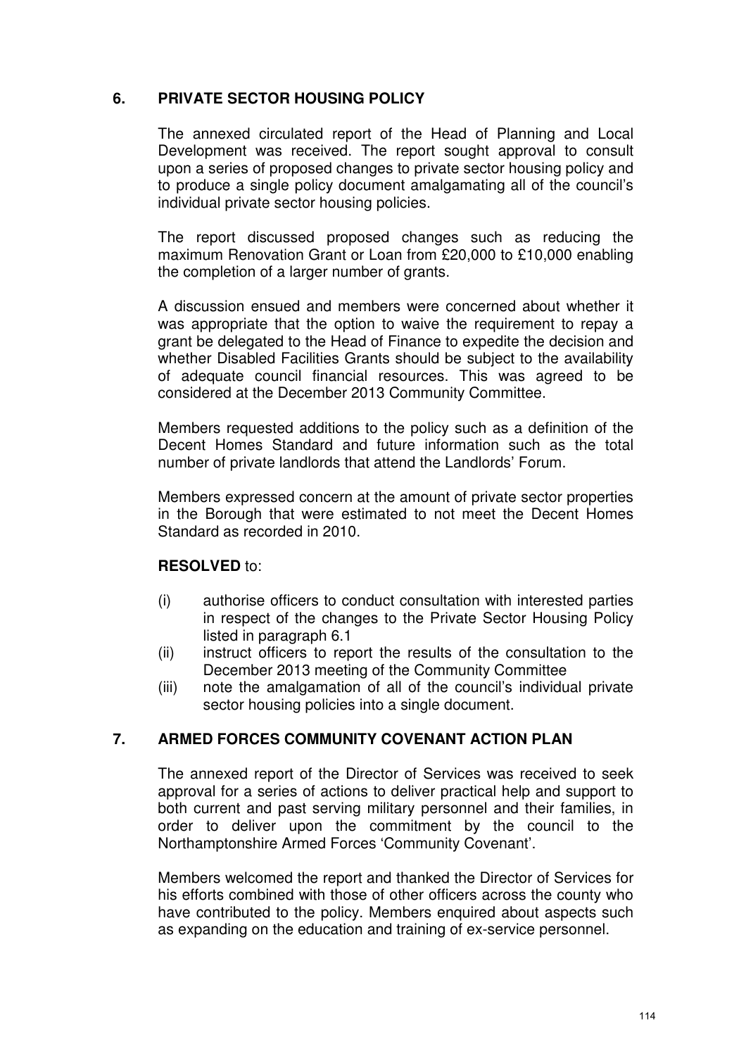## 6. PRIVATE SECTOR HOUSING POLICY

The annexed circulated report of the Head of Planning and Local Development was received. The report sought approval to consult upon a series of proposed changes to private sector housing policy and to produce a single policy document amalgamating all of the council's individual private sector housing policies.

The report discussed proposed changes such as reducing the maximum Renovation Grant or Loan from £20,000 to £10,000 enabling the completion of a larger number of grants.

A discussion ensued and members were concerned about whether it was appropriate that the option to waive the requirement to repay a grant be delegated to the Head of Finance to expedite the decision and whether Disabled Facilities Grants should be subject to the availability of adequate council financial resources. This was agreed to be considered at the December 2013 Community Committee.

Members requested additions to the policy such as a definition of the Decent Homes Standard and future information such as the total number of private landlords that attend the Landlords' Forum.

Members expressed concern at the amount of private sector properties in the Borough that were estimated to not meet the Decent Homes Standard as recorded in 2010.

**RESOLVED** to:

(i) authorise officers to conduct consultation with interested parties in respect of the changes to the Private Sector Housing Policy listed in paragraph 6.1

(ii) instruct officers to report the results of the consultation to the December 2013 meeting of the Community Committee

(iii) note the amalgamation of all of the council's individual private sector housing policies into a single document.

## 7. ARMED FORCES COMMUNITY COVENANT ACTION PLAN

The annexed report of the Director of Services was received to seek approval for a series of actions to deliver practical help and support to both current and past serving military personnel and their families, in order to deliver upon the commitment by the council to the Northamptonshire Armed Forces 'Community Covenant'.

Members welcomed the report and thanked the Director of Services for his efforts combined with those of other officers across the county who have contributed to the policy. Members enquired about aspects such as expanding on the education and training of ex-service personnel.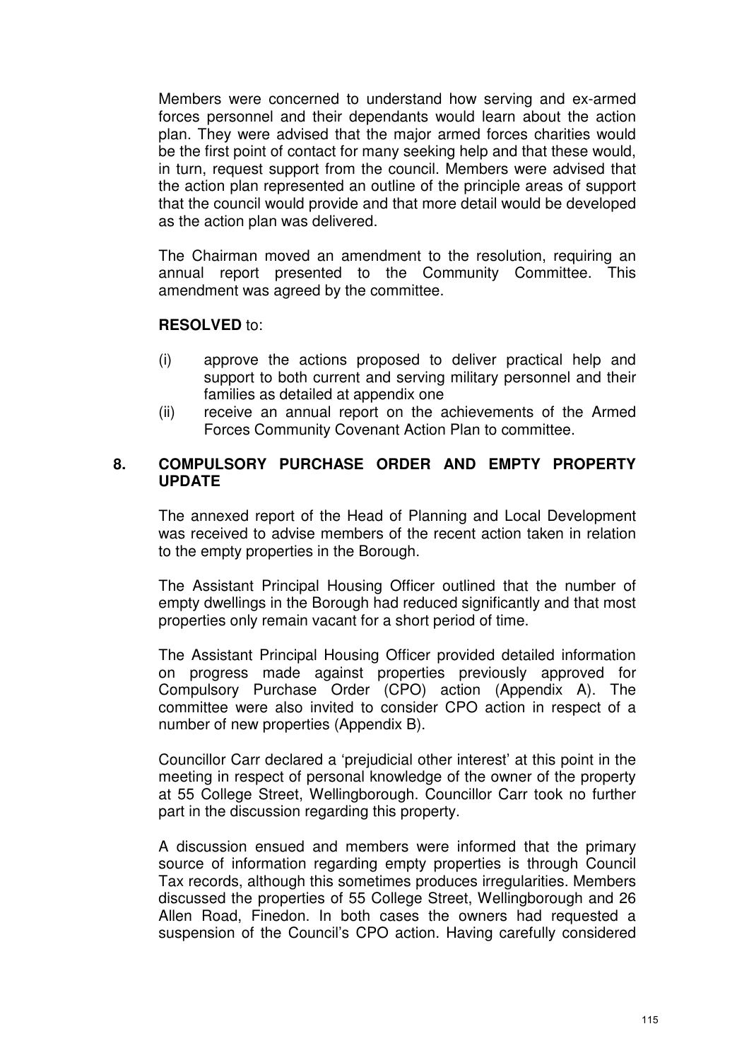Members were concerned to understand how serving and ex-armed forces personnel and their dependants would learn about the action plan. They were advised that the major armed forces charities would be the first point of contact for many seeking help and that these would, in turn, request support from the council. Members were advised that the action plan represented an outline of the principle areas of support that the council would provide and that more detail would be developed as the action plan was delivered.

The Chairman moved an amendment to the resolution, requiring an annual report presented to the Community Committee. This amendment was agreed by the committee.

**RESOLVED** to:

(i) approve the actions proposed to deliver practical help and support to both current and serving military personnel and their families as detailed at appendix one

(ii) receive an annual report on the achievements of the Armed Forces Community Covenant Action Plan to committee.

## 8. COMPULSORY PURCHASE ORDER AND EMPTY PROPERTY UPDATE

The annexed report of the Head of Planning and Local Development was received to advise members of the recent action taken in relation to the empty properties in the Borough.

The Assistant Principal Housing Officer outlined that the number of empty dwellings in the Borough had reduced significantly and that most properties only remain vacant for a short period of time.

The Assistant Principal Housing Officer provided detailed information on progress made against properties previously approved for Compulsory Purchase Order (CPO) action (Appendix A). The committee were also invited to consider CPO action in respect of a number of new properties (Appendix B).

Councillor Carr declared a 'prejudicial other interest' at this point in the meeting in respect of personal knowledge of the owner of the property at 55 College Street, Wellingborough. Councillor Carr took no further part in the discussion regarding this property.

A discussion ensued and members were informed that the primary source of information regarding empty properties is through Council Tax records, although this sometimes produces irregularities. Members discussed the properties of 55 College Street, Wellingborough and 26 Allen Road, Finedon. In both cases the owners had requested a suspension of the Council's CPO action. Having carefully considered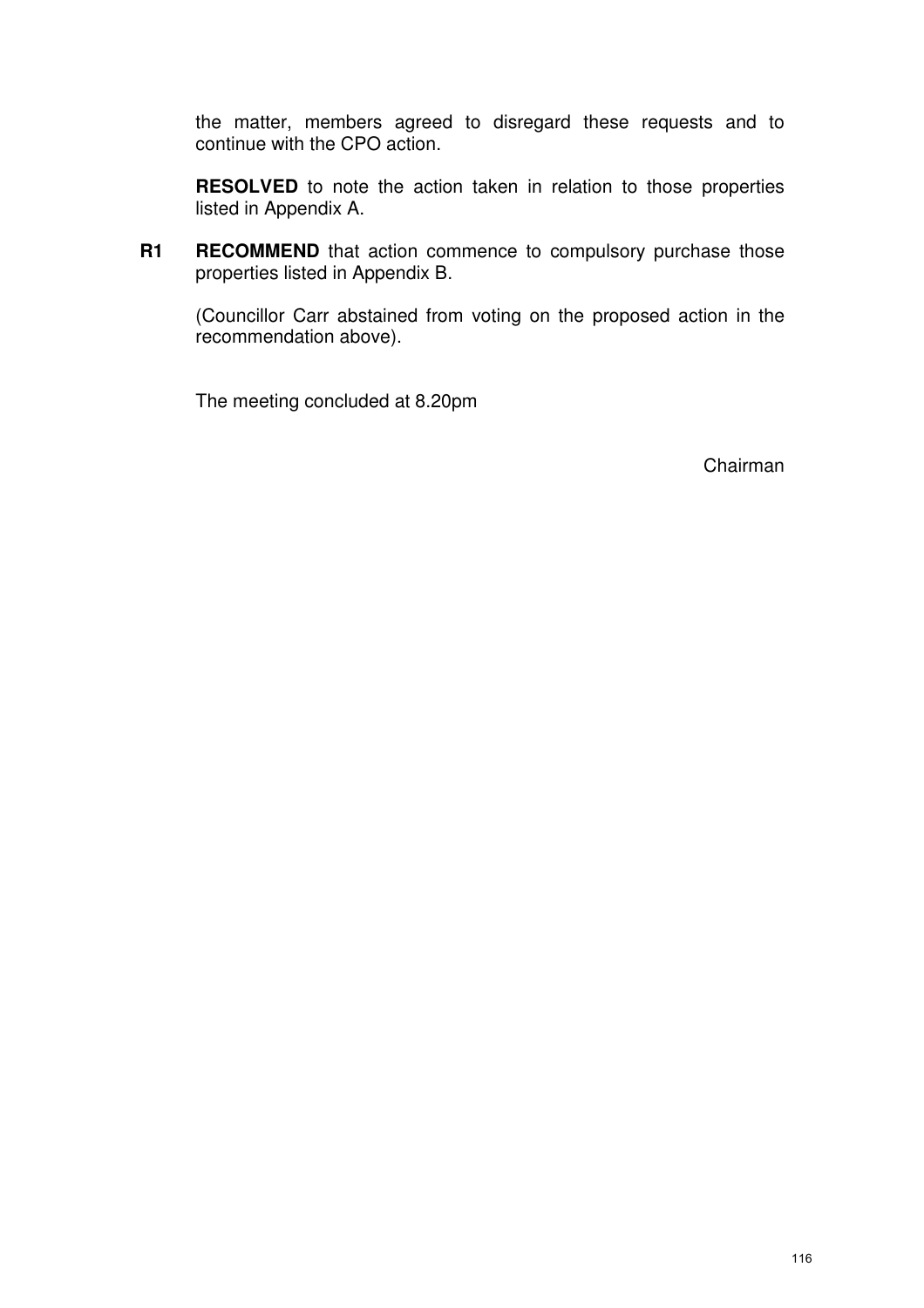the matter, members agreed to disregard these requests and to continue with the CPO action.

**RESOLVED** to note the action taken in relation to those properties listed in Appendix A.

**R1** **RECOMMEND** that action commence to compulsory purchase those properties listed in Appendix B.

(Councillor Carr abstained from voting on the proposed action in the recommendation above).

The meeting concluded at 8.20pm

Chairman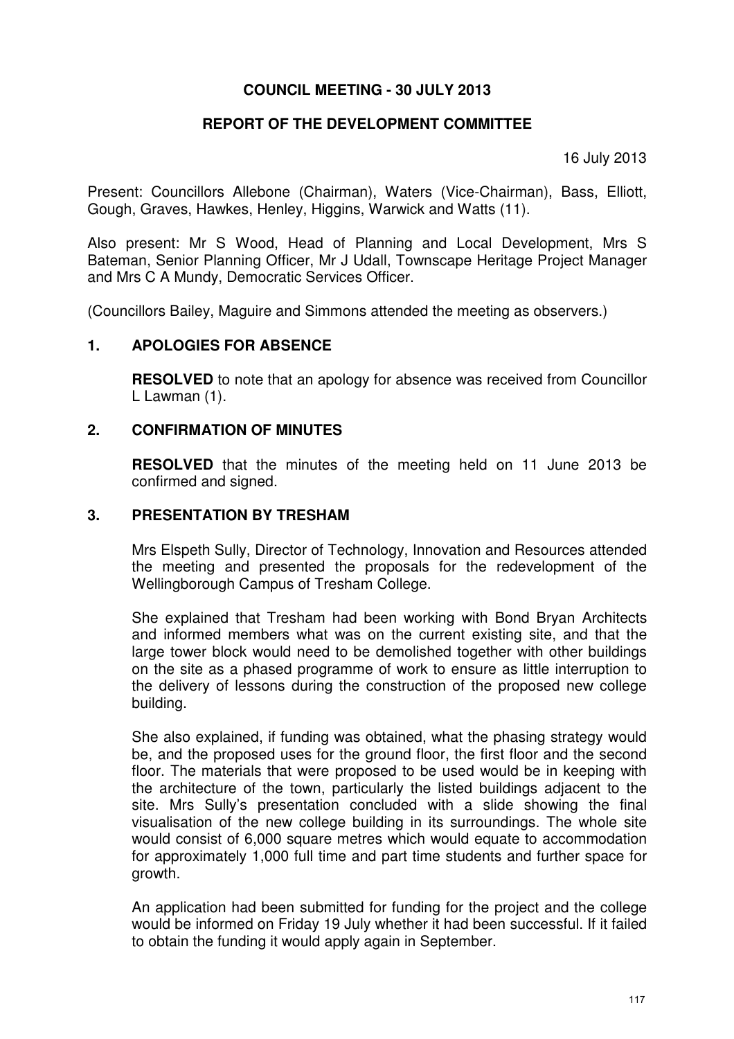# COUNCIL MEETING - 30 JULY 2013

## REPORT OF THE DEVELOPMENT COMMITTEE

16 July 2013

Present: Councillors Allebone (Chairman), Waters (Vice-Chairman), Bass, Elliott, Gough, Graves, Hawkes, Henley, Higgins, Warwick and Watts (11).

Also present: Mr S Wood, Head of Planning and Local Development, Mrs S Bateman, Senior Planning Officer, Mr J Udall, Townscape Heritage Project Manager and Mrs C A Mundy, Democratic Services Officer.

(Councillors Bailey, Maguire and Simmons attended the meeting as observers.)

### 1. APOLOGIES FOR ABSENCE

**RESOLVED** to note that an apology for absence was received from Councillor L Lawman (1).

### 2. CONFIRMATION OF MINUTES

**RESOLVED** that the minutes of the meeting held on 11 June 2013 be confirmed and signed.

### 3. PRESENTATION BY TRESHAM

Mrs Elspeth Sully, Director of Technology, Innovation and Resources attended the meeting and presented the proposals for the redevelopment of the Wellingborough Campus of Tresham College.

She explained that Tresham had been working with Bond Bryan Architects and informed members what was on the current existing site, and that the large tower block would need to be demolished together with other buildings on the site as a phased programme of work to ensure as little interruption to the delivery of lessons during the construction of the proposed new college building.

She also explained, if funding was obtained, what the phasing strategy would be, and the proposed uses for the ground floor, the first floor and the second floor. The materials that were proposed to be used would be in keeping with the architecture of the town, particularly the listed buildings adjacent to the site. Mrs Sully's presentation concluded with a slide showing the final visualisation of the new college building in its surroundings. The whole site would consist of 6,000 square metres which would equate to accommodation for approximately 1,000 full time and part time students and further space for growth.

An application had been submitted for funding for the project and the college would be informed on Friday 19 July whether it had been successful. If it failed to obtain the funding it would apply again in September.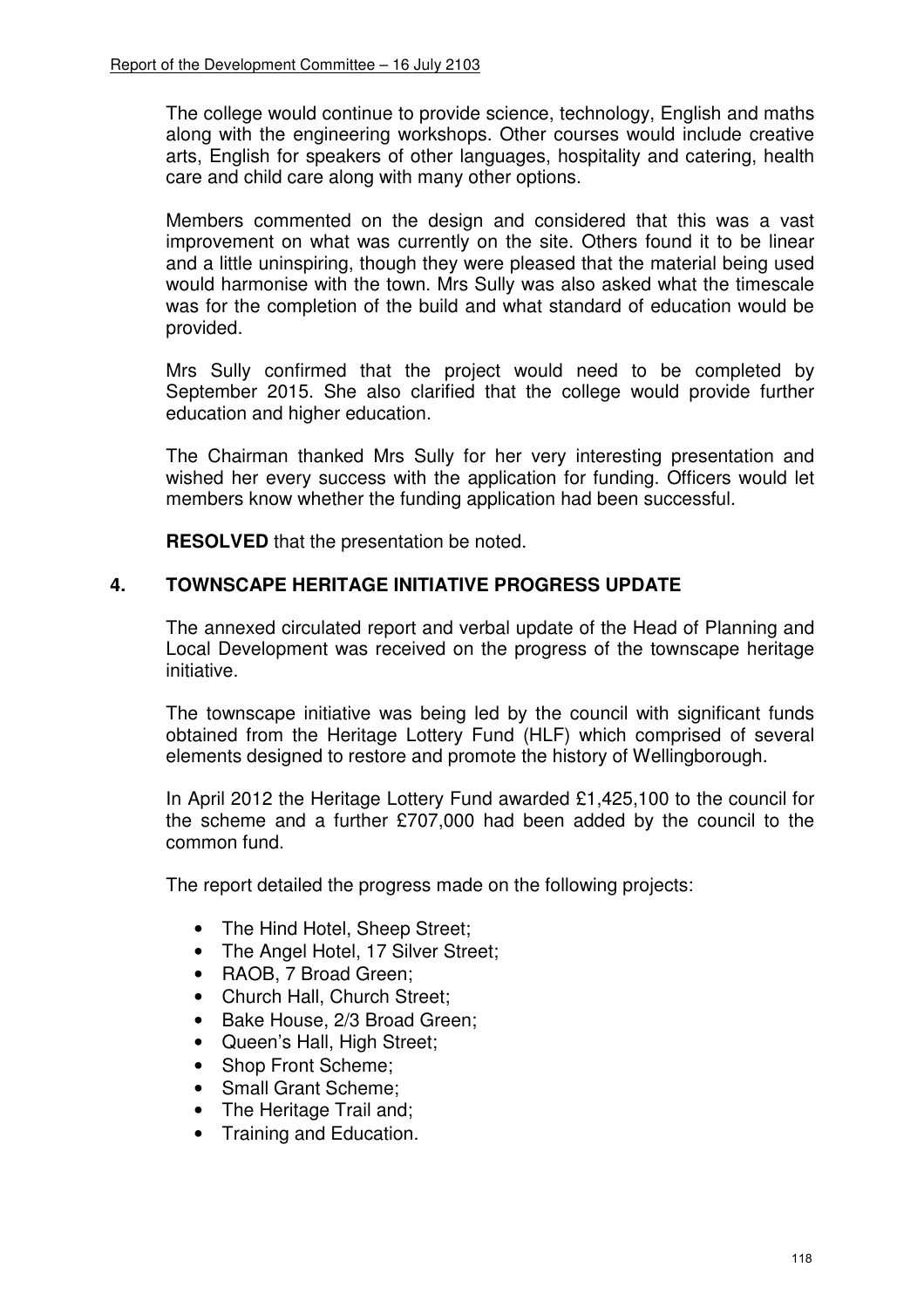The college would continue to provide science, technology, English and maths along with the engineering workshops. Other courses would include creative arts, English for speakers of other languages, hospitality and catering, health care and child care along with many other options.

Members commented on the design and considered that this was a vast improvement on what was currently on the site. Others found it to be linear and a little uninspiring, though they were pleased that the material being used would harmonise with the town. Mrs Sully was also asked what the timescale was for the completion of the build and what standard of education would be provided.

Mrs Sully confirmed that the project would need to be completed by September 2015. She also clarified that the college would provide further education and higher education.

The Chairman thanked Mrs Sully for her very interesting presentation and wished her every success with the application for funding. Officers would let members know whether the funding application had been successful.

**RESOLVED** that the presentation be noted.

## 4. TOWNSCAPE HERITAGE INITIATIVE PROGRESS UPDATE

The annexed circulated report and verbal update of the Head of Planning and Local Development was received on the progress of the townscape heritage initiative.

The townscape initiative was being led by the council with significant funds obtained from the Heritage Lottery Fund (HLF) which comprised of several elements designed to restore and promote the history of Wellingborough.

In April 2012 the Heritage Lottery Fund awarded £1,425,100 to the council for the scheme and a further £707,000 had been added by the council to the common fund.

The report detailed the progress made on the following projects:

- The Hind Hotel, Sheep Street;
- The Angel Hotel, 17 Silver Street;
- RAOB, 7 Broad Green;
- Church Hall, Church Street;
- Bake House, 2/3 Broad Green;
- Queen's Hall, High Street;
- Shop Front Scheme;
- Small Grant Scheme;
- The Heritage Trail and;
- Training and Education.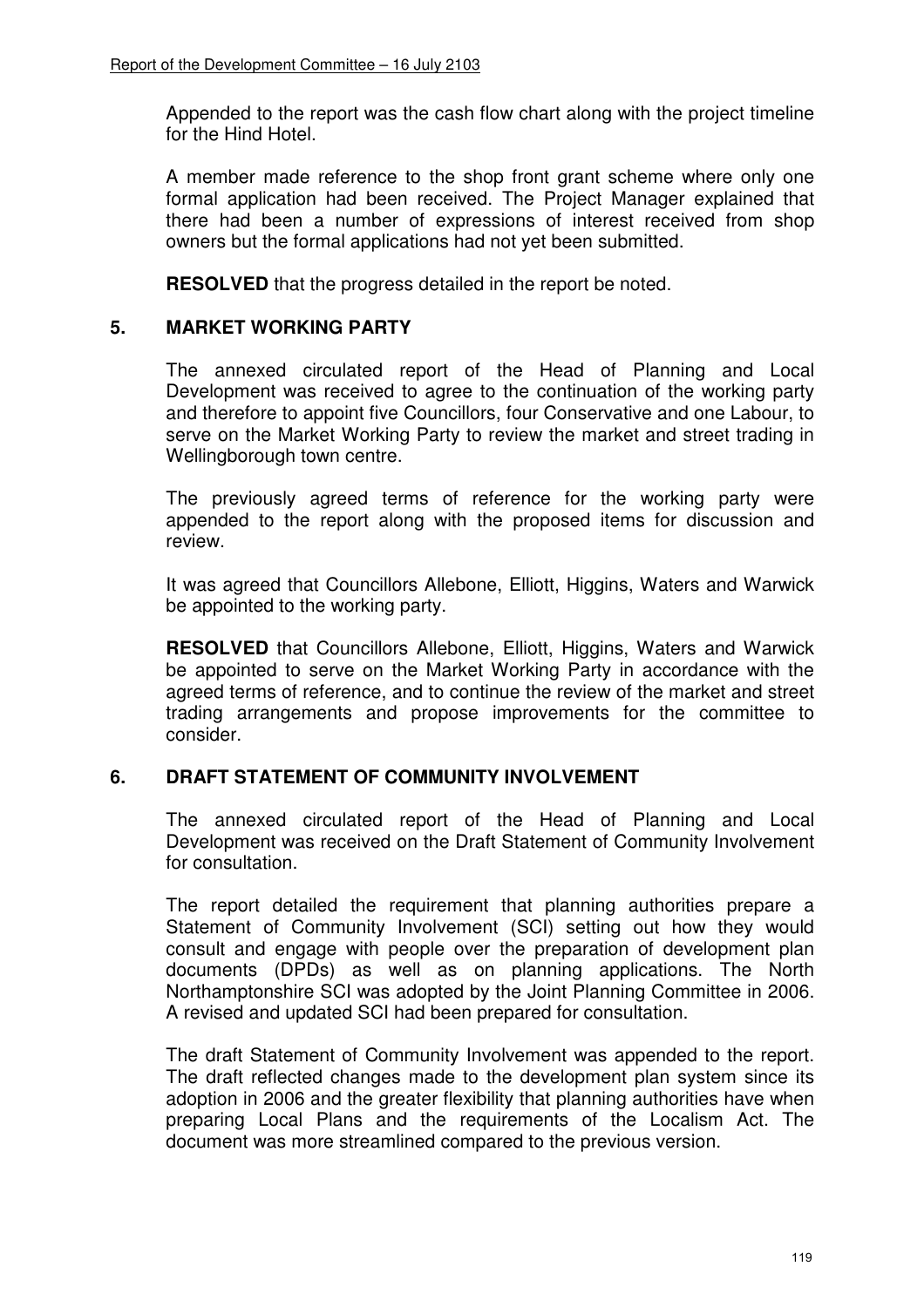Appended to the report was the cash flow chart along with the project timeline for the Hind Hotel.

A member made reference to the shop front grant scheme where only one formal application had been received. The Project Manager explained that there had been a number of expressions of interest received from shop owners but the formal applications had not yet been submitted.

**RESOLVED** that the progress detailed in the report be noted.

## 5. MARKET WORKING PARTY

The annexed circulated report of the Head of Planning and Local Development was received to agree to the continuation of the working party and therefore to appoint five Councillors, four Conservative and one Labour, to serve on the Market Working Party to review the market and street trading in Wellingborough town centre.

The previously agreed terms of reference for the working party were appended to the report along with the proposed items for discussion and review.

It was agreed that Councillors Allebone, Elliott, Higgins, Waters and Warwick be appointed to the working party.

**RESOLVED** that Councillors Allebone, Elliott, Higgins, Waters and Warwick be appointed to serve on the Market Working Party in accordance with the agreed terms of reference, and to continue the review of the market and street trading arrangements and propose improvements for the committee to consider.

## 6. DRAFT STATEMENT OF COMMUNITY INVOLVEMENT

The annexed circulated report of the Head of Planning and Local Development was received on the Draft Statement of Community Involvement for consultation.

The report detailed the requirement that planning authorities prepare a Statement of Community Involvement (SCI) setting out how they would consult and engage with people over the preparation of development plan documents (DPDs) as well as on planning applications. The North Northamptonshire SCI was adopted by the Joint Planning Committee in 2006. A revised and updated SCI had been prepared for consultation.

The draft Statement of Community Involvement was appended to the report. The draft reflected changes made to the development plan system since its adoption in 2006 and the greater flexibility that planning authorities have when preparing Local Plans and the requirements of the Localism Act. The document was more streamlined compared to the previous version.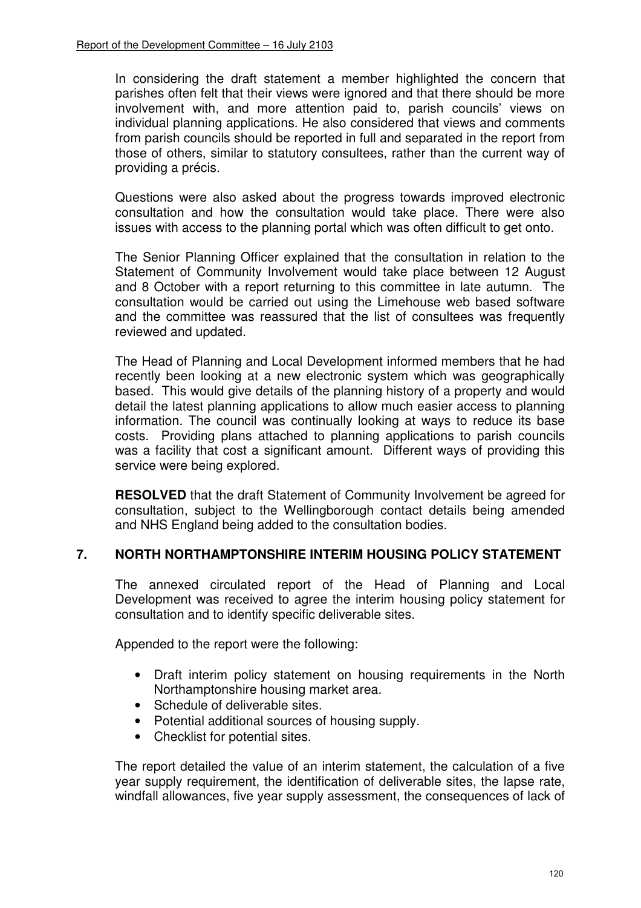In considering the draft statement a member highlighted the concern that parishes often felt that their views were ignored and that there should be more involvement with, and more attention paid to, parish councils' views on individual planning applications. He also considered that views and comments from parish councils should be reported in full and separated in the report from those of others, similar to statutory consultees, rather than the current way of providing a précis.

Questions were also asked about the progress towards improved electronic consultation and how the consultation would take place. There were also issues with access to the planning portal which was often difficult to get onto.

The Senior Planning Officer explained that the consultation in relation to the Statement of Community Involvement would take place between 12 August and 8 October with a report returning to this committee in late autumn. The consultation would be carried out using the Limehouse web based software and the committee was reassured that the list of consultees was frequently reviewed and updated.

The Head of Planning and Local Development informed members that he had recently been looking at a new electronic system which was geographically based. This would give details of the planning history of a property and would detail the latest planning applications to allow much easier access to planning information. The council was continually looking at ways to reduce its base costs. Providing plans attached to planning applications to parish councils was a facility that cost a significant amount. Different ways of providing this service were being explored.

**RESOLVED** that the draft Statement of Community Involvement be agreed for consultation, subject to the Wellingborough contact details being amended and NHS England being added to the consultation bodies.

## 7. NORTH NORTHAMPTONSHIRE INTERIM HOUSING POLICY STATEMENT

The annexed circulated report of the Head of Planning and Local Development was received to agree the interim housing policy statement for consultation and to identify specific deliverable sites.

Appended to the report were the following:

- Draft interim policy statement on housing requirements in the North Northamptonshire housing market area.
- Schedule of deliverable sites.
- Potential additional sources of housing supply.
- Checklist for potential sites.

The report detailed the value of an interim statement, the calculation of a five year supply requirement, the identification of deliverable sites, the lapse rate, windfall allowances, five year supply assessment, the consequences of lack of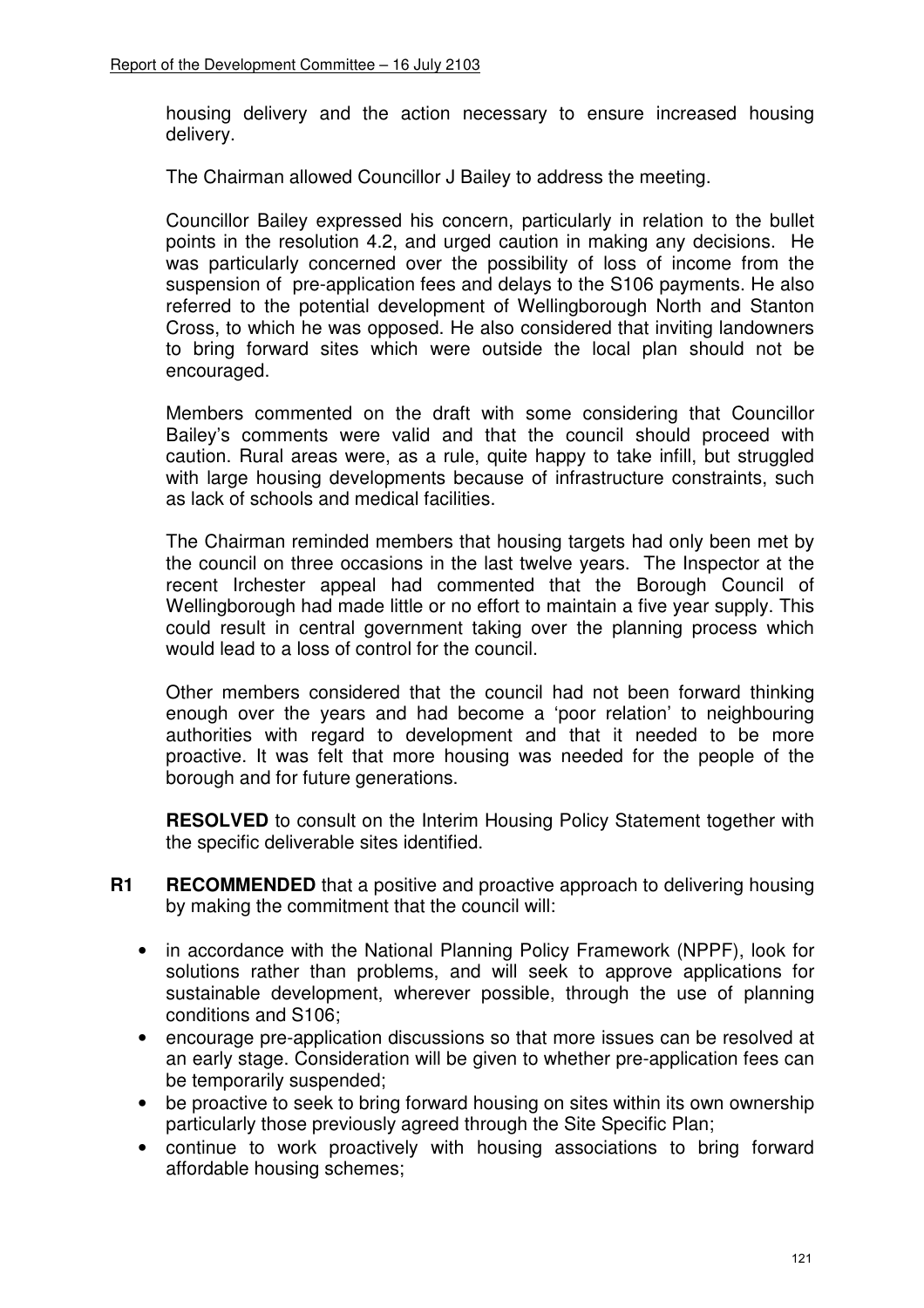housing delivery and the action necessary to ensure increased housing delivery.

The Chairman allowed Councillor J Bailey to address the meeting.

Councillor Bailey expressed his concern, particularly in relation to the bullet points in the resolution 4.2, and urged caution in making any decisions. He was particularly concerned over the possibility of loss of income from the suspension of pre-application fees and delays to the S106 payments. He also referred to the potential development of Wellingborough North and Stanton Cross, to which he was opposed. He also considered that inviting landowners to bring forward sites which were outside the local plan should not be encouraged.

Members commented on the draft with some considering that Councillor Bailey's comments were valid and that the council should proceed with caution. Rural areas were, as a rule, quite happy to take infill, but struggled with large housing developments because of infrastructure constraints, such as lack of schools and medical facilities.

The Chairman reminded members that housing targets had only been met by the council on three occasions in the last twelve years. The Inspector at the recent Irchester appeal had commented that the Borough Council of Wellingborough had made little or no effort to maintain a five year supply. This could result in central government taking over the planning process which would lead to a loss of control for the council.

Other members considered that the council had not been forward thinking enough over the years and had become a 'poor relation' to neighbouring authorities with regard to development and that it needed to be more proactive. It was felt that more housing was needed for the people of the borough and for future generations.

**RESOLVED** to consult on the Interim Housing Policy Statement together with the specific deliverable sites identified.

**R1** **RECOMMENDED** that a positive and proactive approach to delivering housing by making the commitment that the council will:

- in accordance with the National Planning Policy Framework (NPPF), look for solutions rather than problems, and will seek to approve applications for sustainable development, wherever possible, through the use of planning conditions and S106;
- encourage pre-application discussions so that more issues can be resolved at an early stage. Consideration will be given to whether pre-application fees can be temporarily suspended;
- be proactive to seek to bring forward housing on sites within its own ownership particularly those previously agreed through the Site Specific Plan;
- continue to work proactively with housing associations to bring forward affordable housing schemes;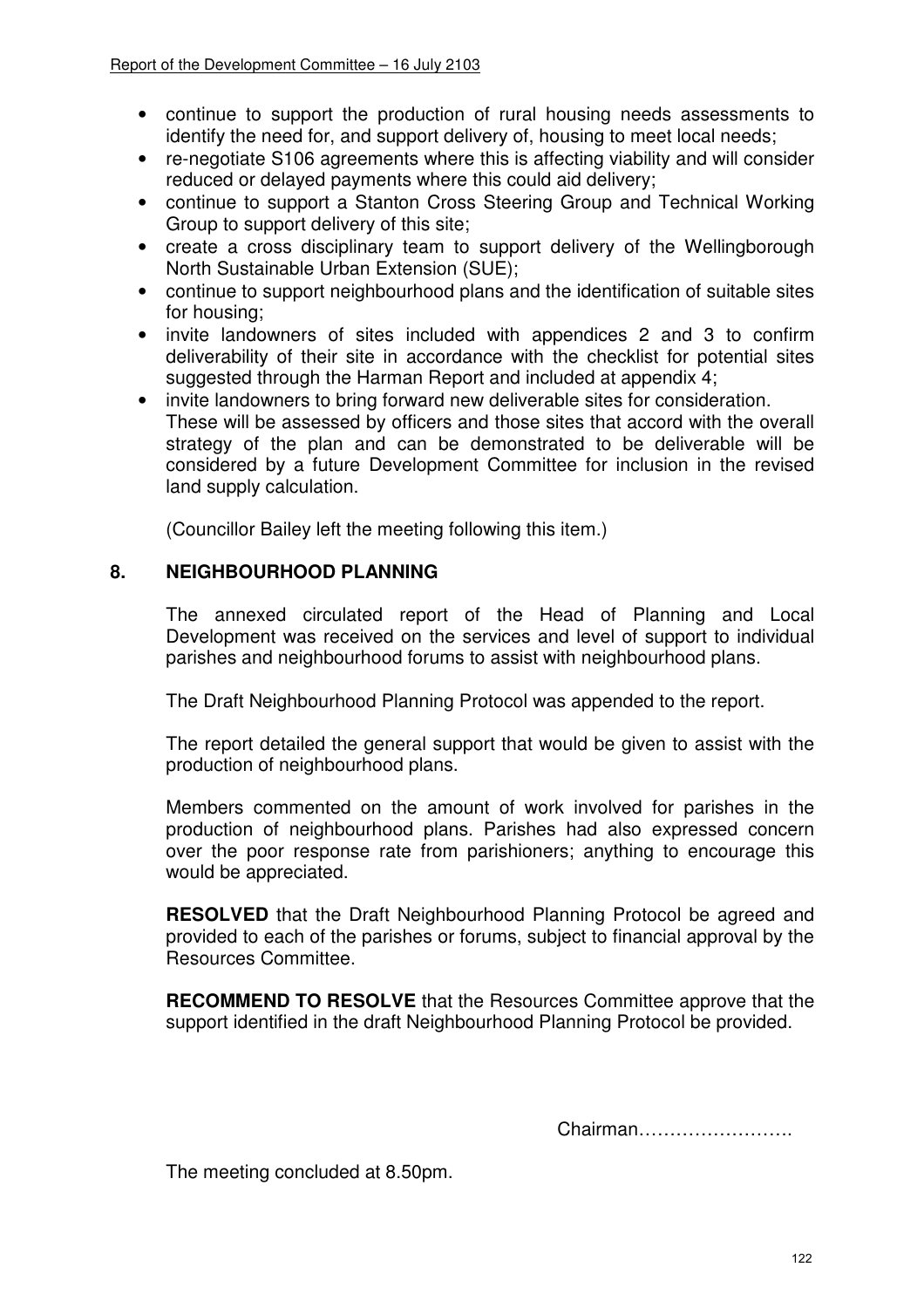- continue to support the production of rural housing needs assessments to identify the need for, and support delivery of, housing to meet local needs;
- re-negotiate S106 agreements where this is affecting viability and will consider reduced or delayed payments where this could aid delivery;
- continue to support a Stanton Cross Steering Group and Technical Working Group to support delivery of this site;
- create a cross disciplinary team to support delivery of the Wellingborough North Sustainable Urban Extension (SUE);
- continue to support neighbourhood plans and the identification of suitable sites for housing;
- invite landowners of sites included with appendices 2 and 3 to confirm deliverability of their site in accordance with the checklist for potential sites suggested through the Harman Report and included at appendix 4;
- invite landowners to bring forward new deliverable sites for consideration. These will be assessed by officers and those sites that accord with the overall strategy of the plan and can be demonstrated to be deliverable will be considered by a future Development Committee for inclusion in the revised land supply calculation.

(Councillor Bailey left the meeting following this item.)

## 8. NEIGHBOURHOOD PLANNING

The annexed circulated report of the Head of Planning and Local Development was received on the services and level of support to individual parishes and neighbourhood forums to assist with neighbourhood plans.

The Draft Neighbourhood Planning Protocol was appended to the report.

The report detailed the general support that would be given to assist with the production of neighbourhood plans.

Members commented on the amount of work involved for parishes in the production of neighbourhood plans. Parishes had also expressed concern over the poor response rate from parishioners; anything to encourage this would be appreciated.

**RESOLVED** that the Draft Neighbourhood Planning Protocol be agreed and provided to each of the parishes or forums, subject to financial approval by the Resources Committee.

**RECOMMEND TO RESOLVE** that the Resources Committee approve that the support identified in the draft Neighbourhood Planning Protocol be provided.

Chairman…………………….

The meeting concluded at 8.50pm.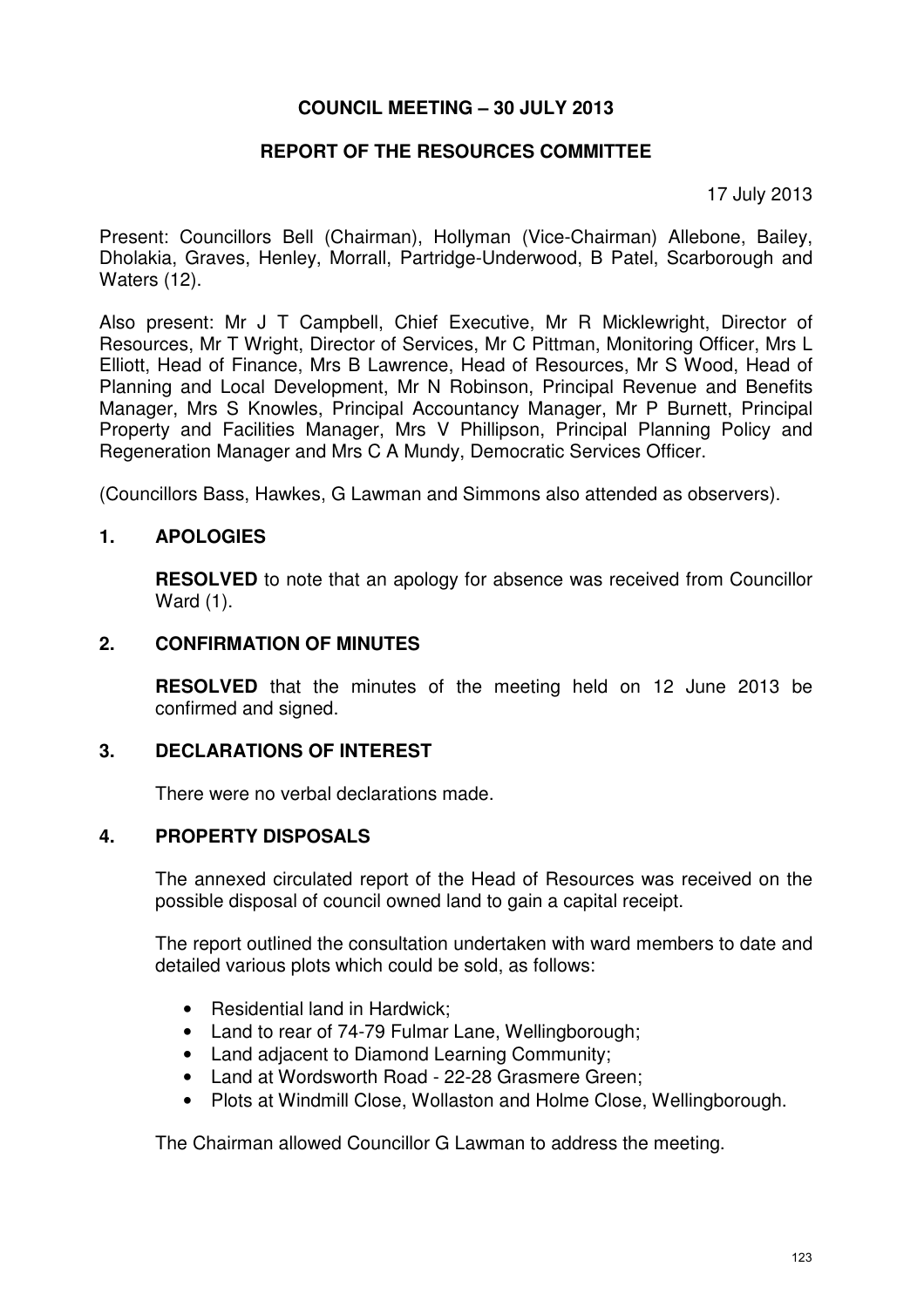**COUNCIL MEETING – 30 JULY 2013**

**REPORT OF THE RESOURCES COMMITTEE**

17 July 2013

Present: Councillors Bell (Chairman), Hollyman (Vice-Chairman) Allebone, Bailey, Dholakia, Graves, Henley, Morrall, Partridge-Underwood, B Patel, Scarborough and Waters (12).

Also present: Mr J T Campbell, Chief Executive, Mr R Micklewright, Director of Resources, Mr T Wright, Director of Services, Mr C Pittman, Monitoring Officer, Mrs L Elliott, Head of Finance, Mrs B Lawrence, Head of Resources, Mr S Wood, Head of Planning and Local Development, Mr N Robinson, Principal Revenue and Benefits Manager, Mrs S Knowles, Principal Accountancy Manager, Mr P Burnett, Principal Property and Facilities Manager, Mrs V Phillipson, Principal Planning Policy and Regeneration Manager and Mrs C A Mundy, Democratic Services Officer.

(Councillors Bass, Hawkes, G Lawman and Simmons also attended as observers).

## 1. APOLOGIES

**RESOLVED** to note that an apology for absence was received from Councillor Ward (1).

## 2. CONFIRMATION OF MINUTES

**RESOLVED** that the minutes of the meeting held on 12 June 2013 be confirmed and signed.

## 3. DECLARATIONS OF INTEREST

There were no verbal declarations made.

## 4. PROPERTY DISPOSALS

The annexed circulated report of the Head of Resources was received on the possible disposal of council owned land to gain a capital receipt.

The report outlined the consultation undertaken with ward members to date and detailed various plots which could be sold, as follows:

- Residential land in Hardwick;
- Land to rear of 74-79 Fulmar Lane, Wellingborough;
- Land adjacent to Diamond Learning Community;
- Land at Wordsworth Road - 22-28 Grasmere Green;
- Plots at Windmill Close, Wollaston and Holme Close, Wellingborough.

The Chairman allowed Councillor G Lawman to address the meeting.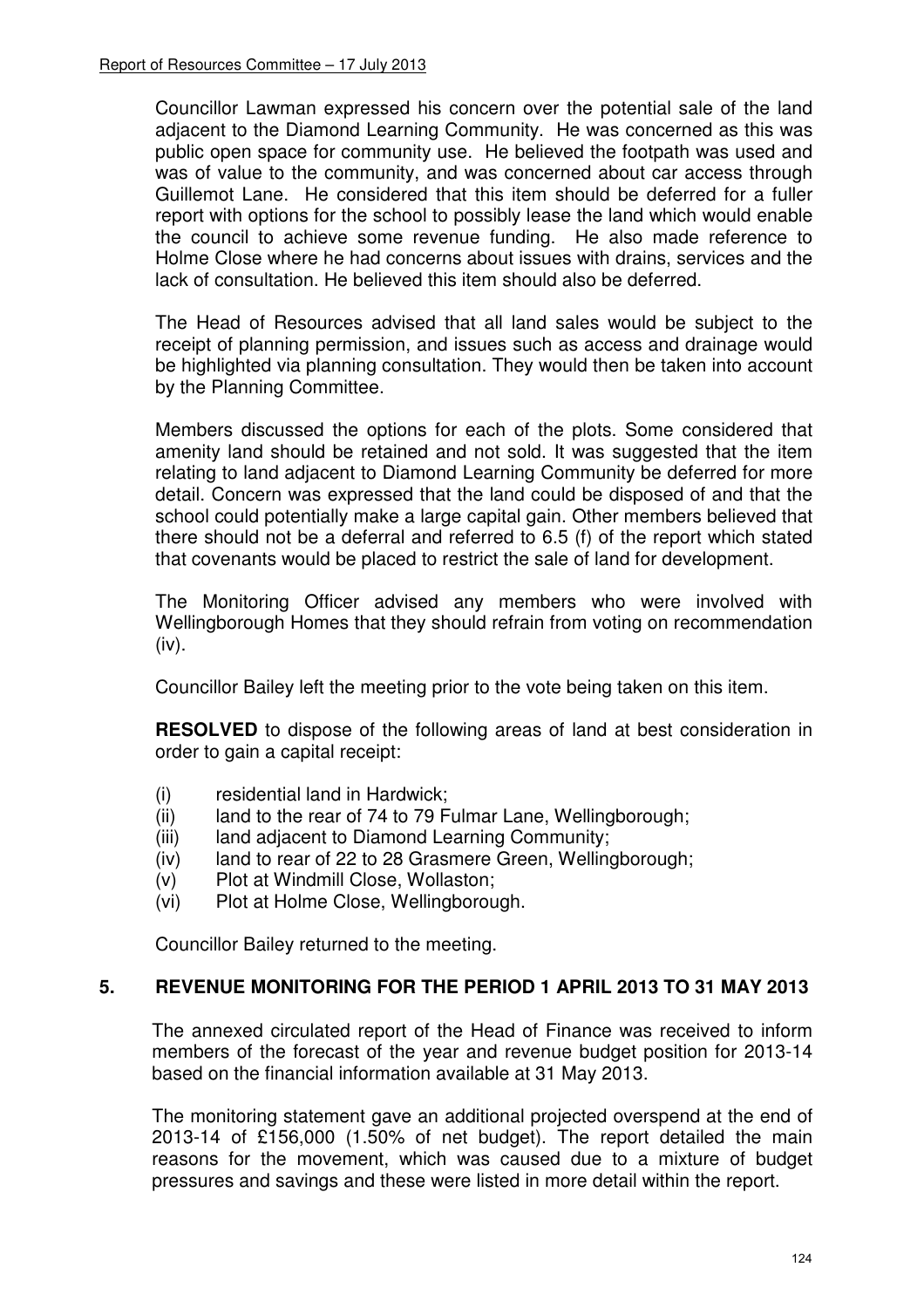Councillor Lawman expressed his concern over the potential sale of the land adjacent to the Diamond Learning Community. He was concerned as this was public open space for community use. He believed the footpath was used and was of value to the community, and was concerned about car access through Guillemot Lane. He considered that this item should be deferred for a fuller report with options for the school to possibly lease the land which would enable the council to achieve some revenue funding. He also made reference to Holme Close where he had concerns about issues with drains, services and the lack of consultation. He believed this item should also be deferred.

The Head of Resources advised that all land sales would be subject to the receipt of planning permission, and issues such as access and drainage would be highlighted via planning consultation. They would then be taken into account by the Planning Committee.

Members discussed the options for each of the plots. Some considered that amenity land should be retained and not sold. It was suggested that the item relating to land adjacent to Diamond Learning Community be deferred for more detail. Concern was expressed that the land could be disposed of and that the school could potentially make a large capital gain. Other members believed that there should not be a deferral and referred to 6.5 (f) of the report which stated that covenants would be placed to restrict the sale of land for development.

The Monitoring Officer advised any members who were involved with Wellingborough Homes that they should refrain from voting on recommendation (iv).

Councillor Bailey left the meeting prior to the vote being taken on this item.

**RESOLVED** to dispose of the following areas of land at best consideration in order to gain a capital receipt:

- (i) residential land in Hardwick;
- (ii) land to the rear of 74 to 79 Fulmar Lane, Wellingborough;
- (iii) land adjacent to Diamond Learning Community;
- (iv) land to rear of 22 to 28 Grasmere Green, Wellingborough;
- (v) Plot at Windmill Close, Wollaston;
- (vi) Plot at Holme Close, Wellingborough.

Councillor Bailey returned to the meeting.

## 5. REVENUE MONITORING FOR THE PERIOD 1 APRIL 2013 TO 31 MAY 2013

The annexed circulated report of the Head of Finance was received to inform members of the forecast of the year and revenue budget position for 2013-14 based on the financial information available at 31 May 2013.

The monitoring statement gave an additional projected overspend at the end of 2013-14 of £156,000 (1.50% of net budget). The report detailed the main reasons for the movement, which was caused due to a mixture of budget pressures and savings and these were listed in more detail within the report.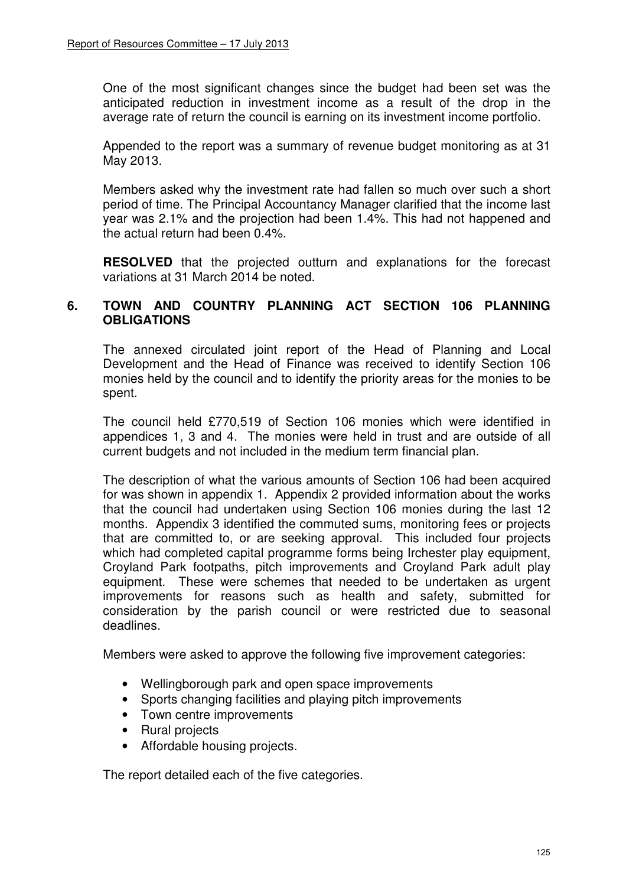One of the most significant changes since the budget had been set was the anticipated reduction in investment income as a result of the drop in the average rate of return the council is earning on its investment income portfolio.

Appended to the report was a summary of revenue budget monitoring as at 31 May 2013.

Members asked why the investment rate had fallen so much over such a short period of time. The Principal Accountancy Manager clarified that the income last year was 2.1% and the projection had been 1.4%. This had not happened and the actual return had been 0.4%.

**RESOLVED** that the projected outturn and explanations for the forecast variations at 31 March 2014 be noted.

## 6. TOWN AND COUNTRY PLANNING ACT SECTION 106 PLANNING OBLIGATIONS

The annexed circulated joint report of the Head of Planning and Local Development and the Head of Finance was received to identify Section 106 monies held by the council and to identify the priority areas for the monies to be spent.

The council held £770,519 of Section 106 monies which were identified in appendices 1, 3 and 4. The monies were held in trust and are outside of all current budgets and not included in the medium term financial plan.

The description of what the various amounts of Section 106 had been acquired for was shown in appendix 1. Appendix 2 provided information about the works that the council had undertaken using Section 106 monies during the last 12 months. Appendix 3 identified the commuted sums, monitoring fees or projects that are committed to, or are seeking approval. This included four projects which had completed capital programme forms being Irchester play equipment, Croyland Park footpaths, pitch improvements and Croyland Park adult play equipment. These were schemes that needed to be undertaken as urgent improvements for reasons such as health and safety, submitted for consideration by the parish council or were restricted due to seasonal deadlines.

Members were asked to approve the following five improvement categories:

- Wellingborough park and open space improvements
- Sports changing facilities and playing pitch improvements
- Town centre improvements
- Rural projects
- Affordable housing projects.

The report detailed each of the five categories.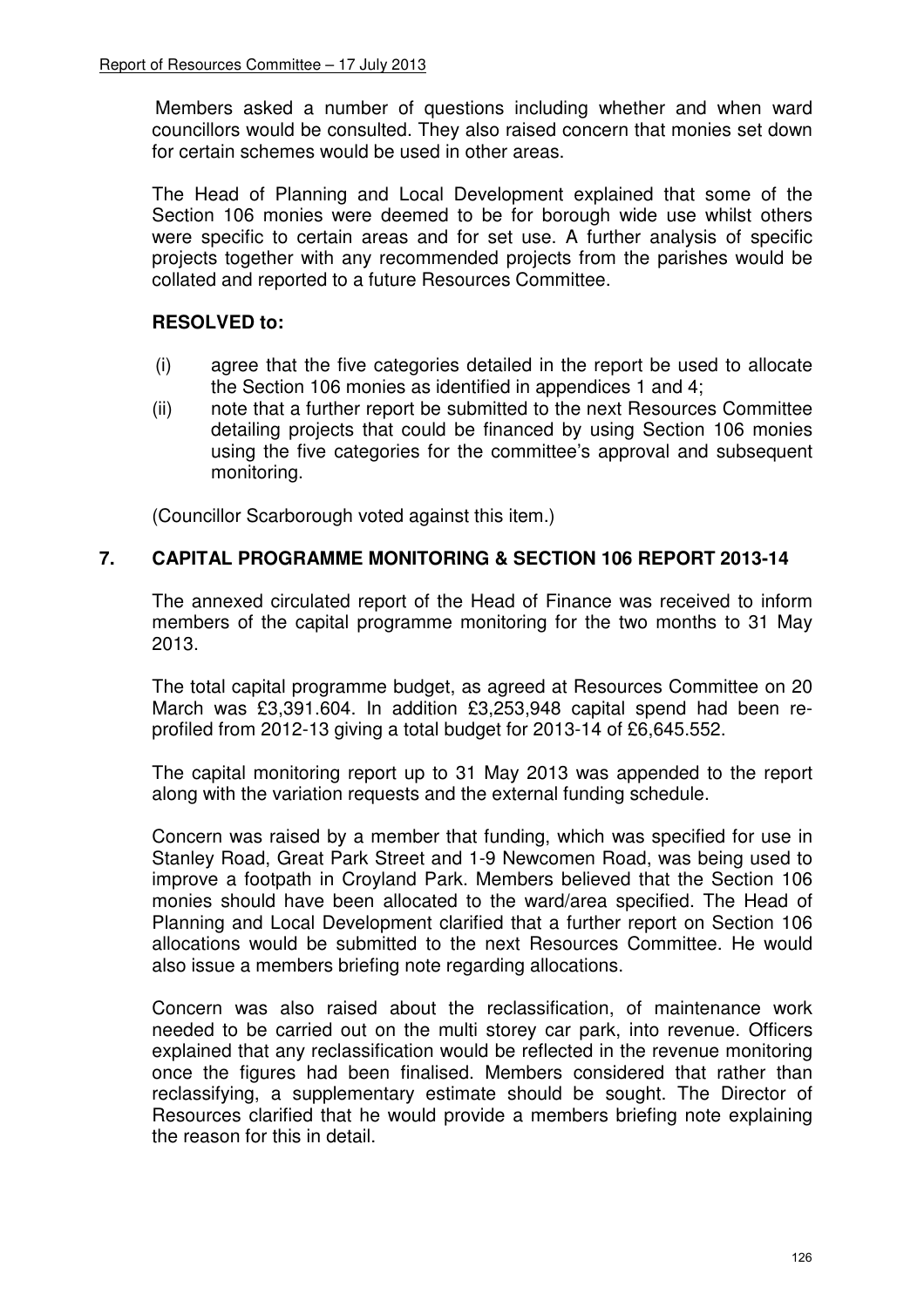Members asked a number of questions including whether and when ward councillors would be consulted. They also raised concern that monies set down for certain schemes would be used in other areas.

The Head of Planning and Local Development explained that some of the Section 106 monies were deemed to be for borough wide use whilst others were specific to certain areas and for set use. A further analysis of specific projects together with any recommended projects from the parishes would be collated and reported to a future Resources Committee.

**RESOLVED to:**

(i) agree that the five categories detailed in the report be used to allocate the Section 106 monies as identified in appendices 1 and 4;

(ii) note that a further report be submitted to the next Resources Committee detailing projects that could be financed by using Section 106 monies using the five categories for the committee's approval and subsequent monitoring.

(Councillor Scarborough voted against this item.)

## 7. CAPITAL PROGRAMME MONITORING & SECTION 106 REPORT 2013-14

The annexed circulated report of the Head of Finance was received to inform members of the capital programme monitoring for the two months to 31 May 2013.

The total capital programme budget, as agreed at Resources Committee on 20 March was £3,391.604. In addition £3,253,948 capital spend had been re-profiled from 2012-13 giving a total budget for 2013-14 of £6,645.552.

The capital monitoring report up to 31 May 2013 was appended to the report along with the variation requests and the external funding schedule.

Concern was raised by a member that funding, which was specified for use in Stanley Road, Great Park Street and 1-9 Newcomen Road, was being used to improve a footpath in Croyland Park. Members believed that the Section 106 monies should have been allocated to the ward/area specified. The Head of Planning and Local Development clarified that a further report on Section 106 allocations would be submitted to the next Resources Committee. He would also issue a members briefing note regarding allocations.

Concern was also raised about the reclassification, of maintenance work needed to be carried out on the multi storey car park, into revenue. Officers explained that any reclassification would be reflected in the revenue monitoring once the figures had been finalised. Members considered that rather than reclassifying, a supplementary estimate should be sought. The Director of Resources clarified that he would provide a members briefing note explaining the reason for this in detail.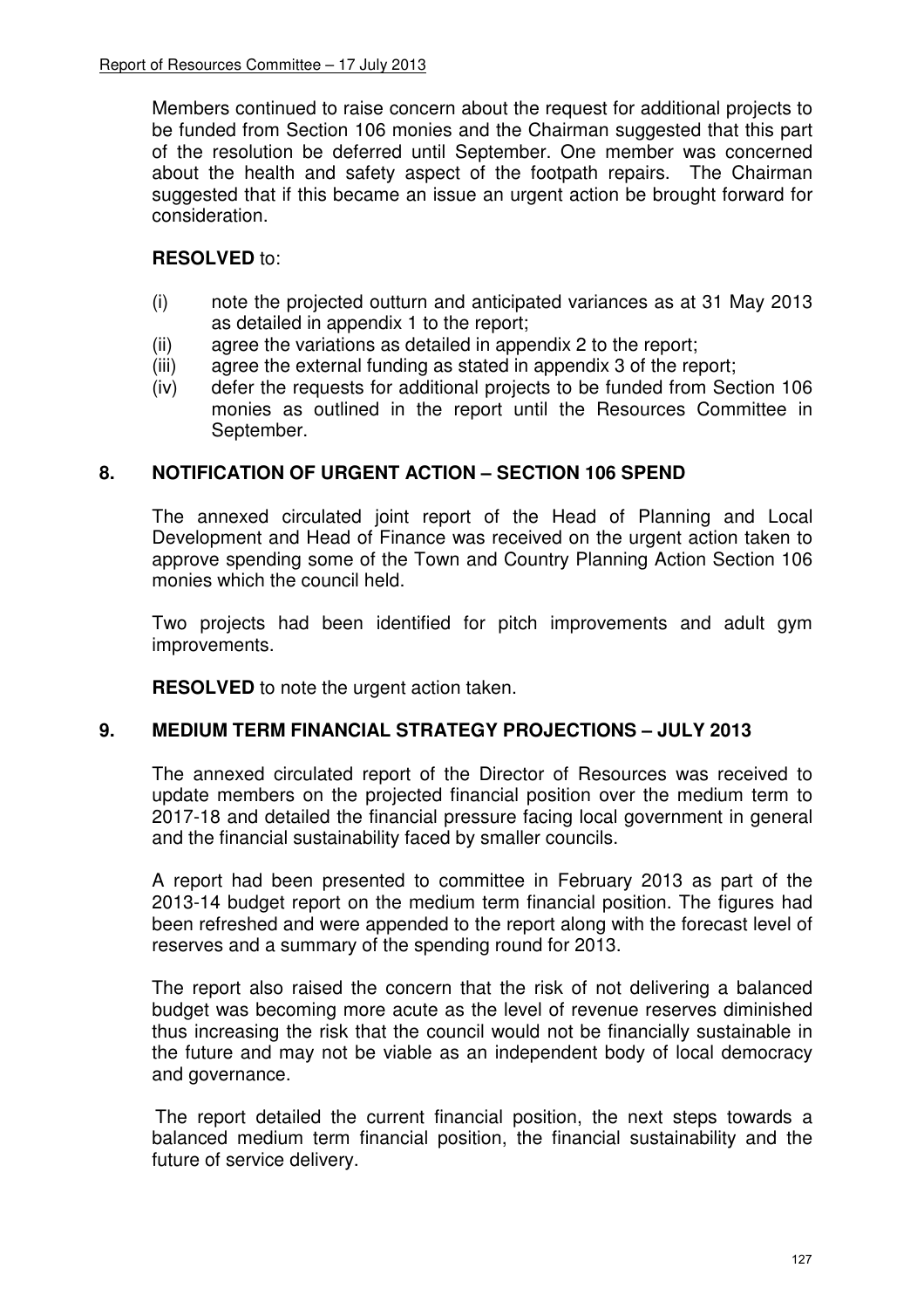Members continued to raise concern about the request for additional projects to be funded from Section 106 monies and the Chairman suggested that this part of the resolution be deferred until September. One member was concerned about the health and safety aspect of the footpath repairs. The Chairman suggested that if this became an issue an urgent action be brought forward for consideration.

**RESOLVED** to:

(i) note the projected outturn and anticipated variances as at 31 May 2013 as detailed in appendix 1 to the report;

(ii) agree the variations as detailed in appendix 2 to the report;

(iii) agree the external funding as stated in appendix 3 of the report;

(iv) defer the requests for additional projects to be funded from Section 106 monies as outlined in the report until the Resources Committee in September.

## 8. NOTIFICATION OF URGENT ACTION – SECTION 106 SPEND

The annexed circulated joint report of the Head of Planning and Local Development and Head of Finance was received on the urgent action taken to approve spending some of the Town and Country Planning Action Section 106 monies which the council held.

Two projects had been identified for pitch improvements and adult gym improvements.

**RESOLVED** to note the urgent action taken.

## 9. MEDIUM TERM FINANCIAL STRATEGY PROJECTIONS – JULY 2013

The annexed circulated report of the Director of Resources was received to update members on the projected financial position over the medium term to 2017-18 and detailed the financial pressure facing local government in general and the financial sustainability faced by smaller councils.

A report had been presented to committee in February 2013 as part of the 2013-14 budget report on the medium term financial position. The figures had been refreshed and were appended to the report along with the forecast level of reserves and a summary of the spending round for 2013.

The report also raised the concern that the risk of not delivering a balanced budget was becoming more acute as the level of revenue reserves diminished thus increasing the risk that the council would not be financially sustainable in the future and may not be viable as an independent body of local democracy and governance.

The report detailed the current financial position, the next steps towards a balanced medium term financial position, the financial sustainability and the future of service delivery.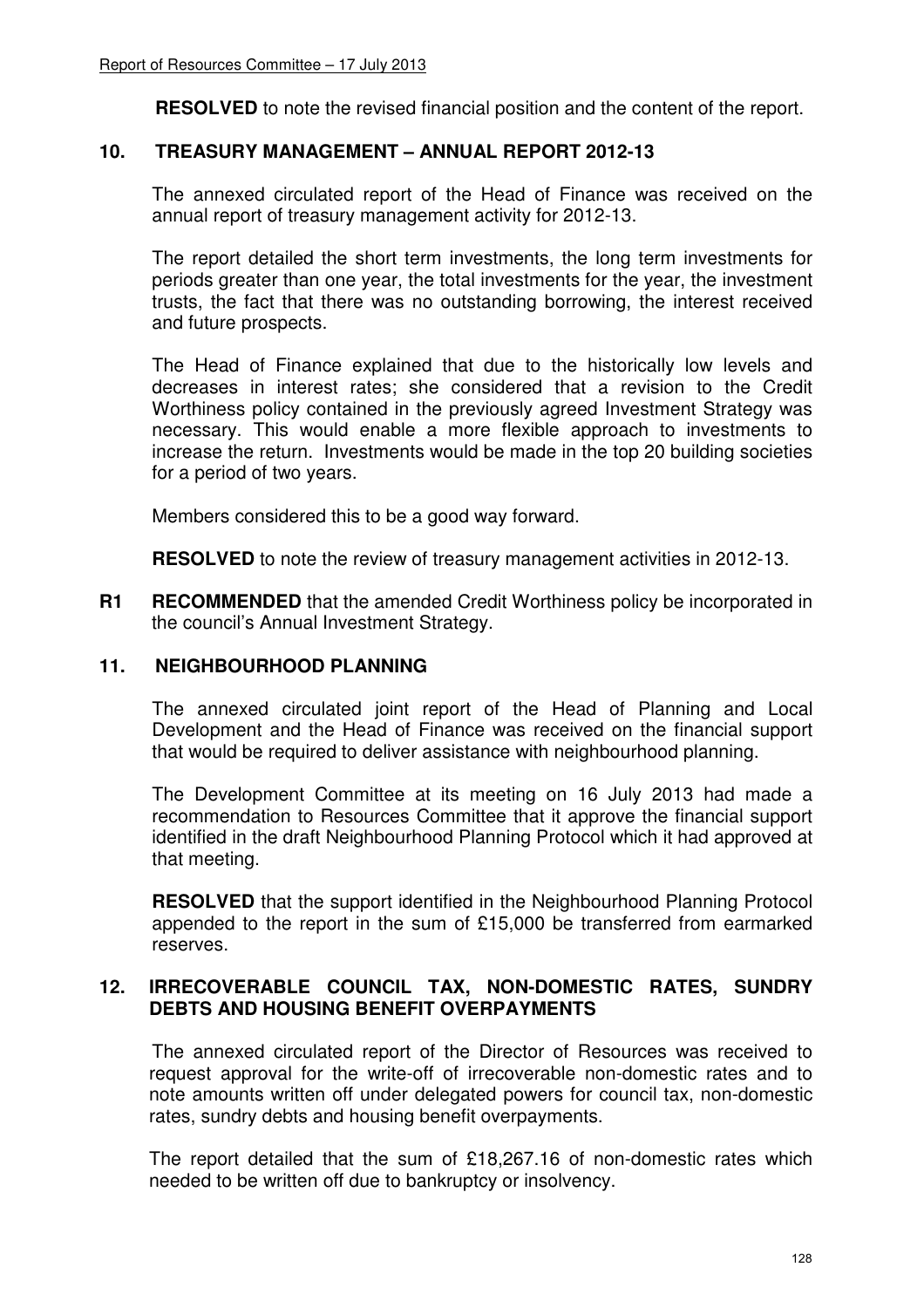**RESOLVED** to note the revised financial position and the content of the report.

## 10. TREASURY MANAGEMENT – ANNUAL REPORT 2012-13

The annexed circulated report of the Head of Finance was received on the annual report of treasury management activity for 2012-13.

The report detailed the short term investments, the long term investments for periods greater than one year, the total investments for the year, the investment trusts, the fact that there was no outstanding borrowing, the interest received and future prospects.

The Head of Finance explained that due to the historically low levels and decreases in interest rates; she considered that a revision to the Credit Worthiness policy contained in the previously agreed Investment Strategy was necessary. This would enable a more flexible approach to investments to increase the return. Investments would be made in the top 20 building societies for a period of two years.

Members considered this to be a good way forward.

**RESOLVED** to note the review of treasury management activities in 2012-13.

**R1 RECOMMENDED** that the amended Credit Worthiness policy be incorporated in the council's Annual Investment Strategy.

## 11. NEIGHBOURHOOD PLANNING

The annexed circulated joint report of the Head of Planning and Local Development and the Head of Finance was received on the financial support that would be required to deliver assistance with neighbourhood planning.

The Development Committee at its meeting on 16 July 2013 had made a recommendation to Resources Committee that it approve the financial support identified in the draft Neighbourhood Planning Protocol which it had approved at that meeting.

**RESOLVED** that the support identified in the Neighbourhood Planning Protocol appended to the report in the sum of £15,000 be transferred from earmarked reserves.

## 12. IRRECOVERABLE COUNCIL TAX, NON-DOMESTIC RATES, SUNDRY DEBTS AND HOUSING BENEFIT OVERPAYMENTS

The annexed circulated report of the Director of Resources was received to request approval for the write-off of irrecoverable non-domestic rates and to note amounts written off under delegated powers for council tax, non-domestic rates, sundry debts and housing benefit overpayments.

The report detailed that the sum of £18,267.16 of non-domestic rates which needed to be written off due to bankruptcy or insolvency.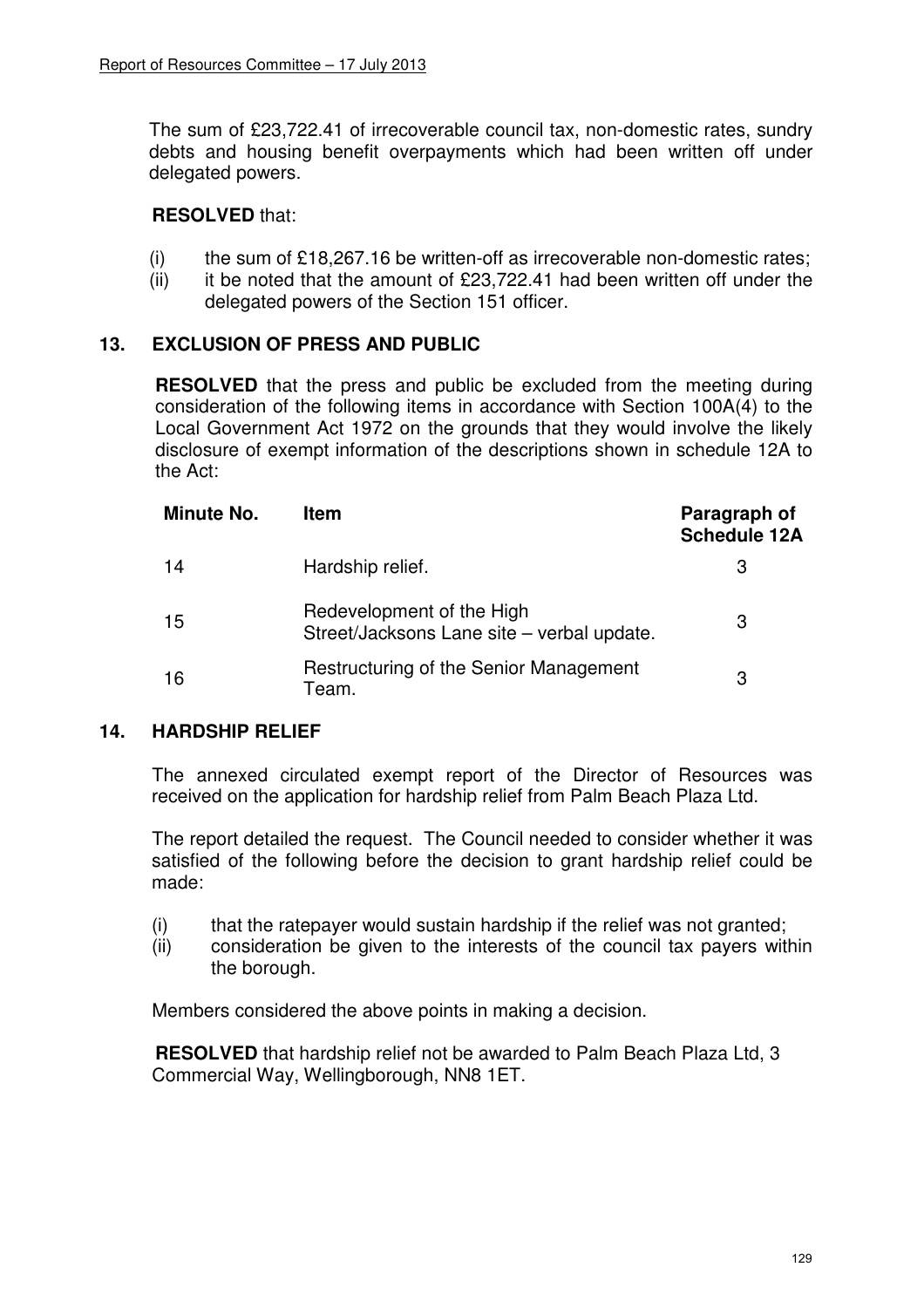The sum of £23,722.41 of irrecoverable council tax, non-domestic rates, sundry debts and housing benefit overpayments which had been written off under delegated powers.

**RESOLVED** that:

(i) the sum of £18,267.16 be written-off as irrecoverable non-domestic rates;
(ii) it be noted that the amount of £23,722.41 had been written off under the delegated powers of the Section 151 officer.

## 13. EXCLUSION OF PRESS AND PUBLIC

**RESOLVED** that the press and public be excluded from the meeting during consideration of the following items in accordance with Section 100A(4) to the Local Government Act 1972 on the grounds that they would involve the likely disclosure of exempt information of the descriptions shown in schedule 12A to the Act:

| Minute No. | Item | Paragraph of Schedule 12A |
|---|---|---|
| 14 | Hardship relief. | 3 |
| 15 | Redevelopment of the High Street/Jacksons Lane site – verbal update. | 3 |
| 16 | Restructuring of the Senior Management Team. | 3 |

## 14. HARDSHIP RELIEF

The annexed circulated exempt report of the Director of Resources was received on the application for hardship relief from Palm Beach Plaza Ltd.

The report detailed the request. The Council needed to consider whether it was satisfied of the following before the decision to grant hardship relief could be made:

(i) that the ratepayer would sustain hardship if the relief was not granted;
(ii) consideration be given to the interests of the council tax payers within the borough.

Members considered the above points in making a decision.

**RESOLVED** that hardship relief not be awarded to Palm Beach Plaza Ltd, 3 Commercial Way, Wellingborough, NN8 1ET.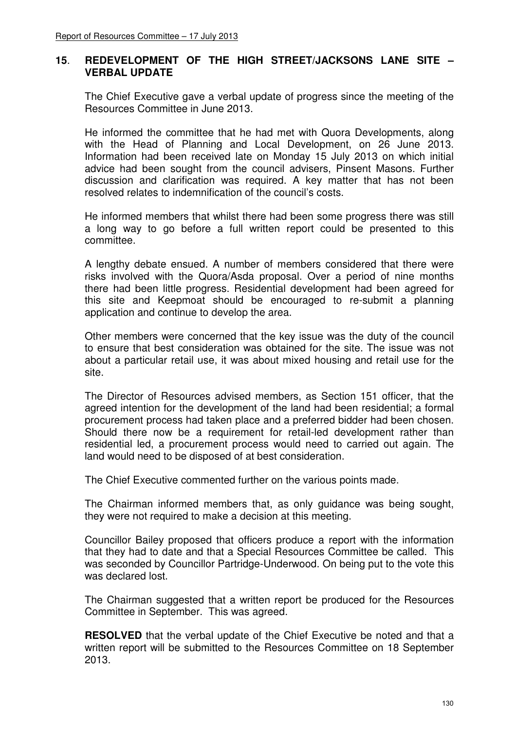## 15. REDEVELOPMENT OF THE HIGH STREET/JACKSONS LANE SITE – VERBAL UPDATE

The Chief Executive gave a verbal update of progress since the meeting of the Resources Committee in June 2013.

He informed the committee that he had met with Quora Developments, along with the Head of Planning and Local Development, on 26 June 2013. Information had been received late on Monday 15 July 2013 on which initial advice had been sought from the council advisers, Pinsent Masons. Further discussion and clarification was required. A key matter that has not been resolved relates to indemnification of the council's costs.

He informed members that whilst there had been some progress there was still a long way to go before a full written report could be presented to this committee.

A lengthy debate ensued. A number of members considered that there were risks involved with the Quora/Asda proposal. Over a period of nine months there had been little progress. Residential development had been agreed for this site and Keepmoat should be encouraged to re-submit a planning application and continue to develop the area.

Other members were concerned that the key issue was the duty of the council to ensure that best consideration was obtained for the site. The issue was not about a particular retail use, it was about mixed housing and retail use for the site.

The Director of Resources advised members, as Section 151 officer, that the agreed intention for the development of the land had been residential; a formal procurement process had taken place and a preferred bidder had been chosen. Should there now be a requirement for retail-led development rather than residential led, a procurement process would need to carried out again. The land would need to be disposed of at best consideration.

The Chief Executive commented further on the various points made.

The Chairman informed members that, as only guidance was being sought, they were not required to make a decision at this meeting.

Councillor Bailey proposed that officers produce a report with the information that they had to date and that a Special Resources Committee be called. This was seconded by Councillor Partridge-Underwood. On being put to the vote this was declared lost.

The Chairman suggested that a written report be produced for the Resources Committee in September. This was agreed.

**RESOLVED** that the verbal update of the Chief Executive be noted and that a written report will be submitted to the Resources Committee on 18 September 2013.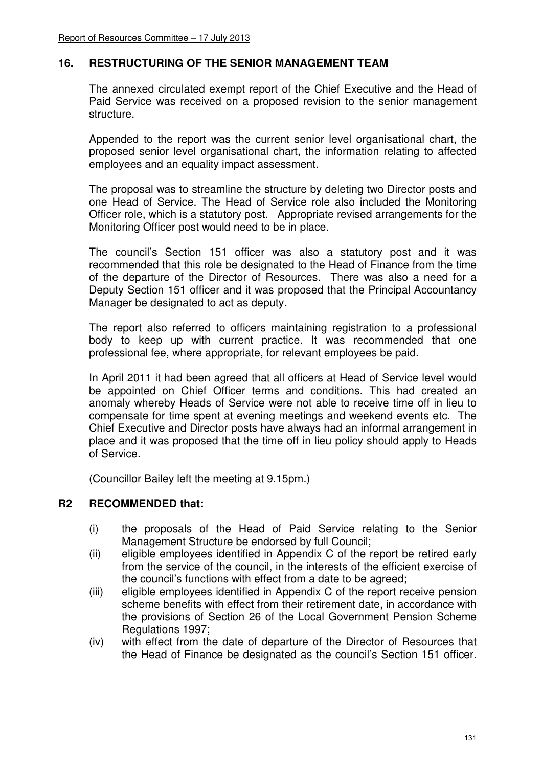## 16. RESTRUCTURING OF THE SENIOR MANAGEMENT TEAM

The annexed circulated exempt report of the Chief Executive and the Head of Paid Service was received on a proposed revision to the senior management structure.

Appended to the report was the current senior level organisational chart, the proposed senior level organisational chart, the information relating to affected employees and an equality impact assessment.

The proposal was to streamline the structure by deleting two Director posts and one Head of Service. The Head of Service role also included the Monitoring Officer role, which is a statutory post. Appropriate revised arrangements for the Monitoring Officer post would need to be in place.

The council's Section 151 officer was also a statutory post and it was recommended that this role be designated to the Head of Finance from the time of the departure of the Director of Resources. There was also a need for a Deputy Section 151 officer and it was proposed that the Principal Accountancy Manager be designated to act as deputy.

The report also referred to officers maintaining registration to a professional body to keep up with current practice. It was recommended that one professional fee, where appropriate, for relevant employees be paid.

In April 2011 it had been agreed that all officers at Head of Service level would be appointed on Chief Officer terms and conditions. This had created an anomaly whereby Heads of Service were not able to receive time off in lieu to compensate for time spent at evening meetings and weekend events etc. The Chief Executive and Director posts have always had an informal arrangement in place and it was proposed that the time off in lieu policy should apply to Heads of Service.

(Councillor Bailey left the meeting at 9.15pm.)

**R2 RECOMMENDED that:**

(i) the proposals of the Head of Paid Service relating to the Senior Management Structure be endorsed by full Council;

(ii) eligible employees identified in Appendix C of the report be retired early from the service of the council, in the interests of the efficient exercise of the council's functions with effect from a date to be agreed;

(iii) eligible employees identified in Appendix C of the report receive pension scheme benefits with effect from their retirement date, in accordance with the provisions of Section 26 of the Local Government Pension Scheme Regulations 1997;

(iv) with effect from the date of departure of the Director of Resources that the Head of Finance be designated as the council's Section 151 officer.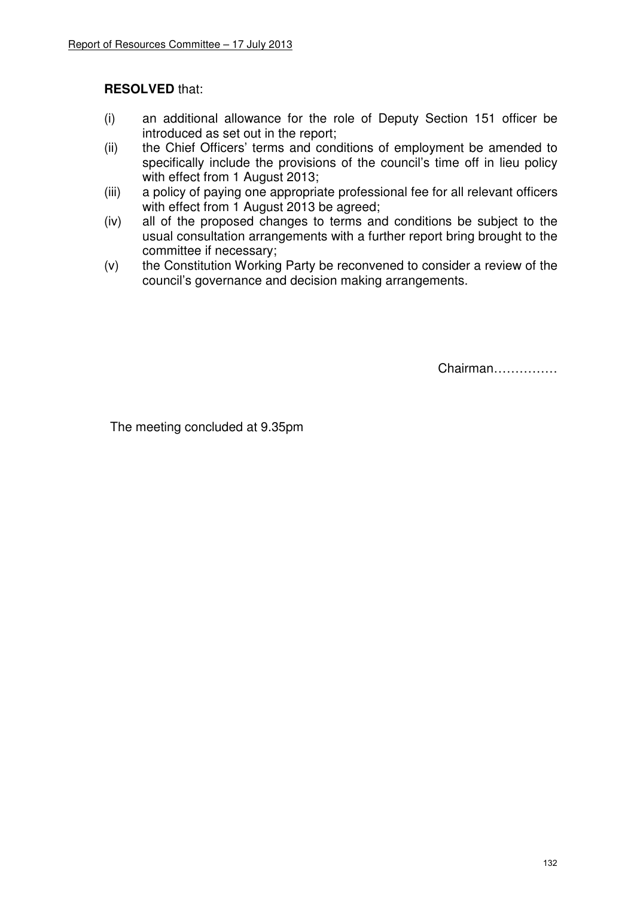**RESOLVED** that:

(i) an additional allowance for the role of Deputy Section 151 officer be introduced as set out in the report;

(ii) the Chief Officers' terms and conditions of employment be amended to specifically include the provisions of the council's time off in lieu policy with effect from 1 August 2013;

(iii) a policy of paying one appropriate professional fee for all relevant officers with effect from 1 August 2013 be agreed;

(iv) all of the proposed changes to terms and conditions be subject to the usual consultation arrangements with a further report bring brought to the committee if necessary;

(v) the Constitution Working Party be reconvened to consider a review of the council's governance and decision making arrangements.

Chairman……………

The meeting concluded at 9.35pm